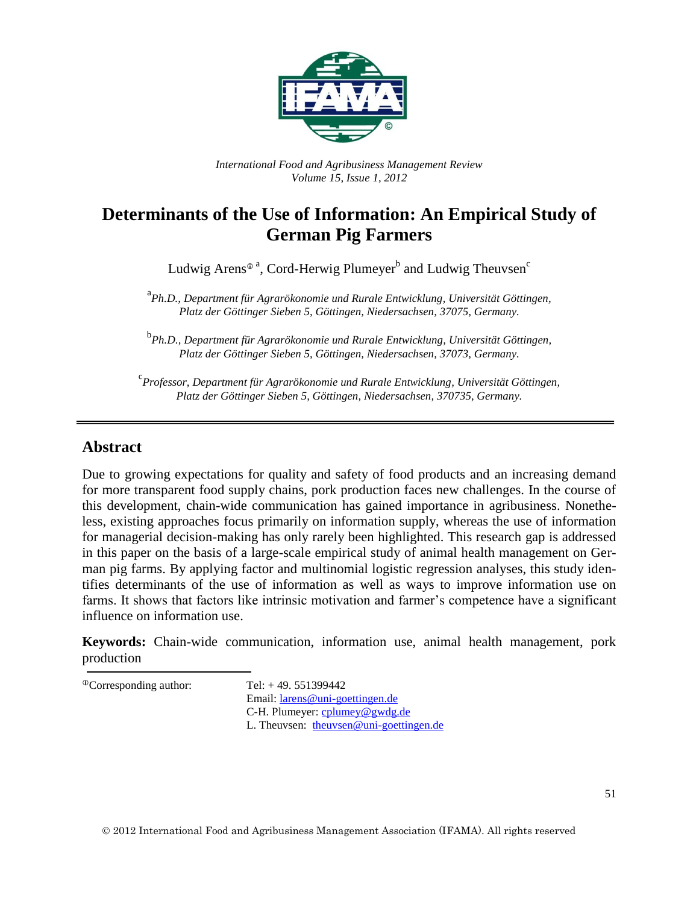*International Food and Agribusiness Management Review*
*Volume 15, Issue 1, 2012*

# Determinants of the Use of Information: An Empirical Study of German Pig Farmers

Ludwig Arens[①] [a], Cord-Herwig Plumeyer[b] and Ludwig Theuvsen[c]

[a] *Ph.D., Department für Agrarökonomie und Rurale Entwicklung, Universität Göttingen, Platz der Göttinger Sieben 5, Göttingen, Niedersachsen, 37075, Germany.*

[b] *Ph.D., Department für Agrarökonomie und Rurale Entwicklung, Universität Göttingen, Platz der Göttinger Sieben 5, Göttingen, Niedersachsen, 37073, Germany.*

[c] *Professor, Department für Agrarökonomie und Rurale Entwicklung, Universität Göttingen, Platz der Göttinger Sieben 5, Göttingen, Niedersachsen, 370735, Germany.*

## Abstract

Due to growing expectations for quality and safety of food products and an increasing demand for more transparent food supply chains, pork production faces new challenges. In the course of this development, chain-wide communication has gained importance in agribusiness. Nonetheless, existing approaches focus primarily on information supply, whereas the use of information for managerial decision-making has only rarely been highlighted. This research gap is addressed in this paper on the basis of a large-scale empirical study of animal health management on German pig farms. By applying factor and multinomial logistic regression analyses, this study identifies determinants of the use of information as well as ways to improve information use on farms. It shows that factors like intrinsic motivation and farmer's competence have a significant influence on information use.

**Keywords:** Chain-wide communication, information use, animal health management, pork production

[①] Corresponding author: Tel: + 49. 551399442
Email: larens@uni-goettingen.de
C-H. Plumeyer: cplumey@gwdg.de
L. Theuvsen: theuvsen@uni-goettingen.de

© 2012 International Food and Agribusiness Management Association (IFAMA). All rights reserved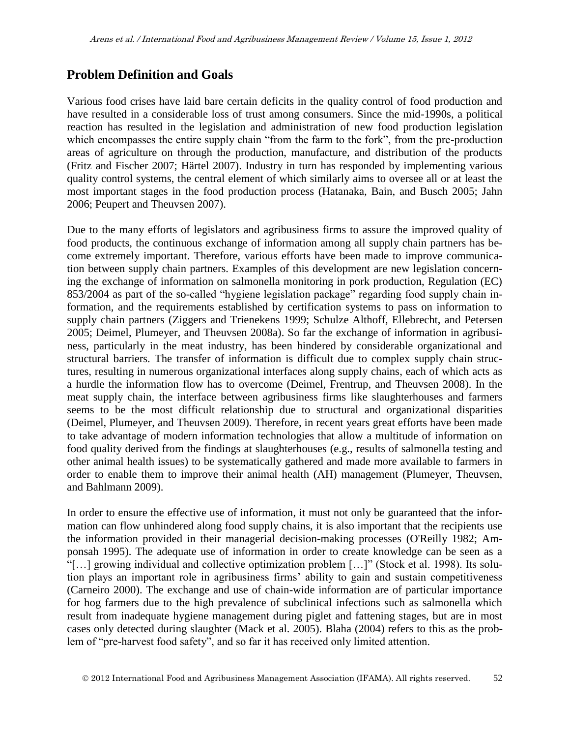## Problem Definition and Goals

Various food crises have laid bare certain deficits in the quality control of food production and have resulted in a considerable loss of trust among consumers. Since the mid-1990s, a political reaction has resulted in the legislation and administration of new food production legislation which encompasses the entire supply chain "from the farm to the fork", from the pre-production areas of agriculture on through the production, manufacture, and distribution of the products (Fritz and Fischer 2007; Härtel 2007). Industry in turn has responded by implementing various quality control systems, the central element of which similarly aims to oversee all or at least the most important stages in the food production process (Hatanaka, Bain, and Busch 2005; Jahn 2006; Peupert and Theuvsen 2007).

Due to the many efforts of legislators and agribusiness firms to assure the improved quality of food products, the continuous exchange of information among all supply chain partners has become extremely important. Therefore, various efforts have been made to improve communication between supply chain partners. Examples of this development are new legislation concerning the exchange of information on salmonella monitoring in pork production, Regulation (EC) 853/2004 as part of the so-called "hygiene legislation package" regarding food supply chain information, and the requirements established by certification systems to pass on information to supply chain partners (Ziggers and Trienekens 1999; Schulze Althoff, Ellebrecht, and Petersen 2005; Deimel, Plumeyer, and Theuvsen 2008a). So far the exchange of information in agribusiness, particularly in the meat industry, has been hindered by considerable organizational and structural barriers. The transfer of information is difficult due to complex supply chain structures, resulting in numerous organizational interfaces along supply chains, each of which acts as a hurdle the information flow has to overcome (Deimel, Frentrup, and Theuvsen 2008). In the meat supply chain, the interface between agribusiness firms like slaughterhouses and farmers seems to be the most difficult relationship due to structural and organizational disparities (Deimel, Plumeyer, and Theuvsen 2009). Therefore, in recent years great efforts have been made to take advantage of modern information technologies that allow a multitude of information on food quality derived from the findings at slaughterhouses (e.g., results of salmonella testing and other animal health issues) to be systematically gathered and made more available to farmers in order to enable them to improve their animal health (AH) management (Plumeyer, Theuvsen, and Bahlmann 2009).

In order to ensure the effective use of information, it must not only be guaranteed that the information can flow unhindered along food supply chains, it is also important that the recipients use the information provided in their managerial decision-making processes (O'Reilly 1982; Amponsah 1995). The adequate use of information in order to create knowledge can be seen as a "[…] growing individual and collective optimization problem […]" (Stock et al. 1998). Its solution plays an important role in agribusiness firms' ability to gain and sustain competitiveness (Carneiro 2000). The exchange and use of chain-wide information are of particular importance for hog farmers due to the high prevalence of subclinical infections such as salmonella which result from inadequate hygiene management during piglet and fattening stages, but are in most cases only detected during slaughter (Mack et al. 2005). Blaha (2004) refers to this as the problem of "pre-harvest food safety", and so far it has received only limited attention.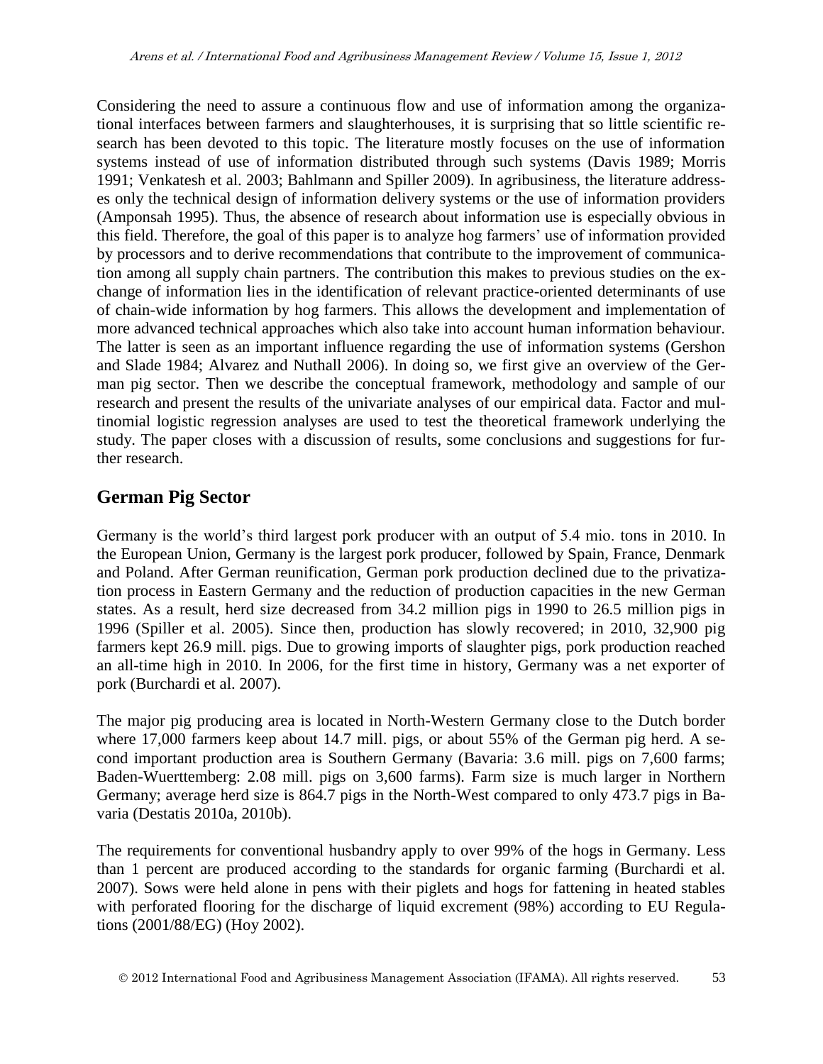Considering the need to assure a continuous flow and use of information among the organizational interfaces between farmers and slaughterhouses, it is surprising that so little scientific research has been devoted to this topic. The literature mostly focuses on the use of information systems instead of use of information distributed through such systems (Davis 1989; Morris 1991; Venkatesh et al. 2003; Bahlmann and Spiller 2009). In agribusiness, the literature addresses only the technical design of information delivery systems or the use of information providers (Amponsah 1995). Thus, the absence of research about information use is especially obvious in this field. Therefore, the goal of this paper is to analyze hog farmers' use of information provided by processors and to derive recommendations that contribute to the improvement of communication among all supply chain partners. The contribution this makes to previous studies on the exchange of information lies in the identification of relevant practice-oriented determinants of use of chain-wide information by hog farmers. This allows the development and implementation of more advanced technical approaches which also take into account human information behaviour. The latter is seen as an important influence regarding the use of information systems (Gershon and Slade 1984; Alvarez and Nuthall 2006). In doing so, we first give an overview of the German pig sector. Then we describe the conceptual framework, methodology and sample of our research and present the results of the univariate analyses of our empirical data. Factor and multinomial logistic regression analyses are used to test the theoretical framework underlying the study. The paper closes with a discussion of results, some conclusions and suggestions for further research.

## German Pig Sector

Germany is the world's third largest pork producer with an output of 5.4 mio. tons in 2010. In the European Union, Germany is the largest pork producer, followed by Spain, France, Denmark and Poland. After German reunification, German pork production declined due to the privatization process in Eastern Germany and the reduction of production capacities in the new German states. As a result, herd size decreased from 34.2 million pigs in 1990 to 26.5 million pigs in 1996 (Spiller et al. 2005). Since then, production has slowly recovered; in 2010, 32,900 pig farmers kept 26.9 mill. pigs. Due to growing imports of slaughter pigs, pork production reached an all-time high in 2010. In 2006, for the first time in history, Germany was a net exporter of pork (Burchardi et al. 2007).

The major pig producing area is located in North-Western Germany close to the Dutch border where 17,000 farmers keep about 14.7 mill. pigs, or about 55% of the German pig herd. A second important production area is Southern Germany (Bavaria: 3.6 mill. pigs on 7,600 farms; Baden-Wuerttemberg: 2.08 mill. pigs on 3,600 farms). Farm size is much larger in Northern Germany; average herd size is 864.7 pigs in the North-West compared to only 473.7 pigs in Bavaria (Destatis 2010a, 2010b).

The requirements for conventional husbandry apply to over 99% of the hogs in Germany. Less than 1 percent are produced according to the standards for organic farming (Burchardi et al. 2007). Sows were held alone in pens with their piglets and hogs for fattening in heated stables with perforated flooring for the discharge of liquid excrement (98%) according to EU Regulations (2001/88/EG) (Hoy 2002).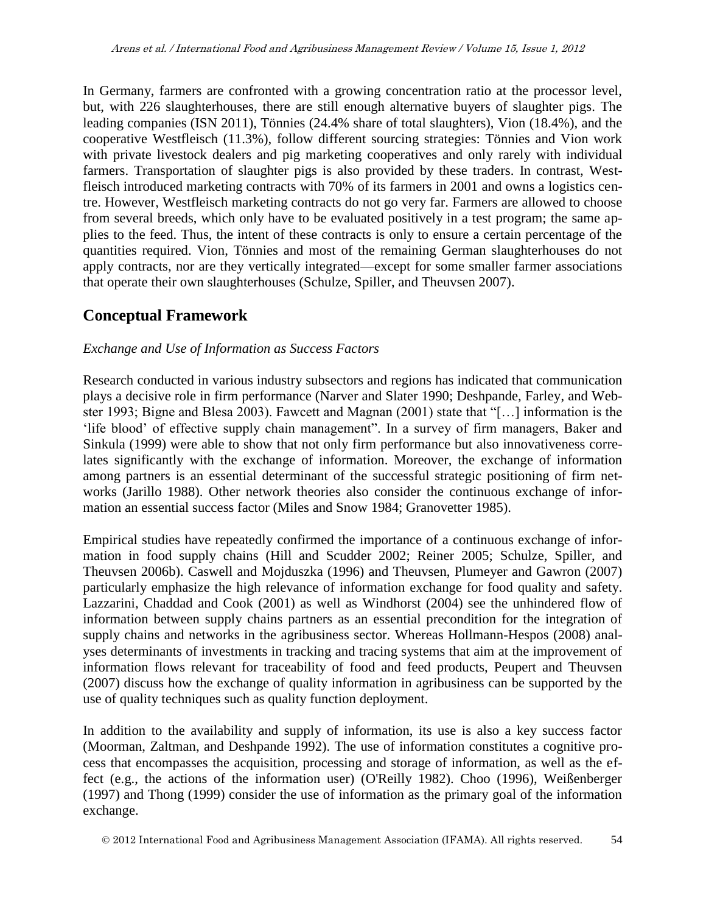In Germany, farmers are confronted with a growing concentration ratio at the processor level, but, with 226 slaughterhouses, there are still enough alternative buyers of slaughter pigs. The leading companies (ISN 2011), Tönnies (24.4% share of total slaughters), Vion (18.4%), and the cooperative Westfleisch (11.3%), follow different sourcing strategies: Tönnies and Vion work with private livestock dealers and pig marketing cooperatives and only rarely with individual farmers. Transportation of slaughter pigs is also provided by these traders. In contrast, Westfleisch introduced marketing contracts with 70% of its farmers in 2001 and owns a logistics centre. However, Westfleisch marketing contracts do not go very far. Farmers are allowed to choose from several breeds, which only have to be evaluated positively in a test program; the same applies to the feed. Thus, the intent of these contracts is only to ensure a certain percentage of the quantities required. Vion, Tönnies and most of the remaining German slaughterhouses do not apply contracts, nor are they vertically integrated—except for some smaller farmer associations that operate their own slaughterhouses (Schulze, Spiller, and Theuvsen 2007).

## Conceptual Framework

*Exchange and Use of Information as Success Factors*

Research conducted in various industry subsectors and regions has indicated that communication plays a decisive role in firm performance (Narver and Slater 1990; Deshpande, Farley, and Webster 1993; Bigne and Blesa 2003). Fawcett and Magnan (2001) state that "[…] information is the 'life blood' of effective supply chain management". In a survey of firm managers, Baker and Sinkula (1999) were able to show that not only firm performance but also innovativeness correlates significantly with the exchange of information. Moreover, the exchange of information among partners is an essential determinant of the successful strategic positioning of firm networks (Jarillo 1988). Other network theories also consider the continuous exchange of information an essential success factor (Miles and Snow 1984; Granovetter 1985).

Empirical studies have repeatedly confirmed the importance of a continuous exchange of information in food supply chains (Hill and Scudder 2002; Reiner 2005; Schulze, Spiller, and Theuvsen 2006b). Caswell and Mojduszka (1996) and Theuvsen, Plumeyer and Gawron (2007) particularly emphasize the high relevance of information exchange for food quality and safety. Lazzarini, Chaddad and Cook (2001) as well as Windhorst (2004) see the unhindered flow of information between supply chains partners as an essential precondition for the integration of supply chains and networks in the agribusiness sector. Whereas Hollmann-Hespos (2008) analyses determinants of investments in tracking and tracing systems that aim at the improvement of information flows relevant for traceability of food and feed products, Peupert and Theuvsen (2007) discuss how the exchange of quality information in agribusiness can be supported by the use of quality techniques such as quality function deployment.

In addition to the availability and supply of information, its use is also a key success factor (Moorman, Zaltman, and Deshpande 1992). The use of information constitutes a cognitive process that encompasses the acquisition, processing and storage of information, as well as the effect (e.g., the actions of the information user) (O'Reilly 1982). Choo (1996), Weißenberger (1997) and Thong (1999) consider the use of information as the primary goal of the information exchange.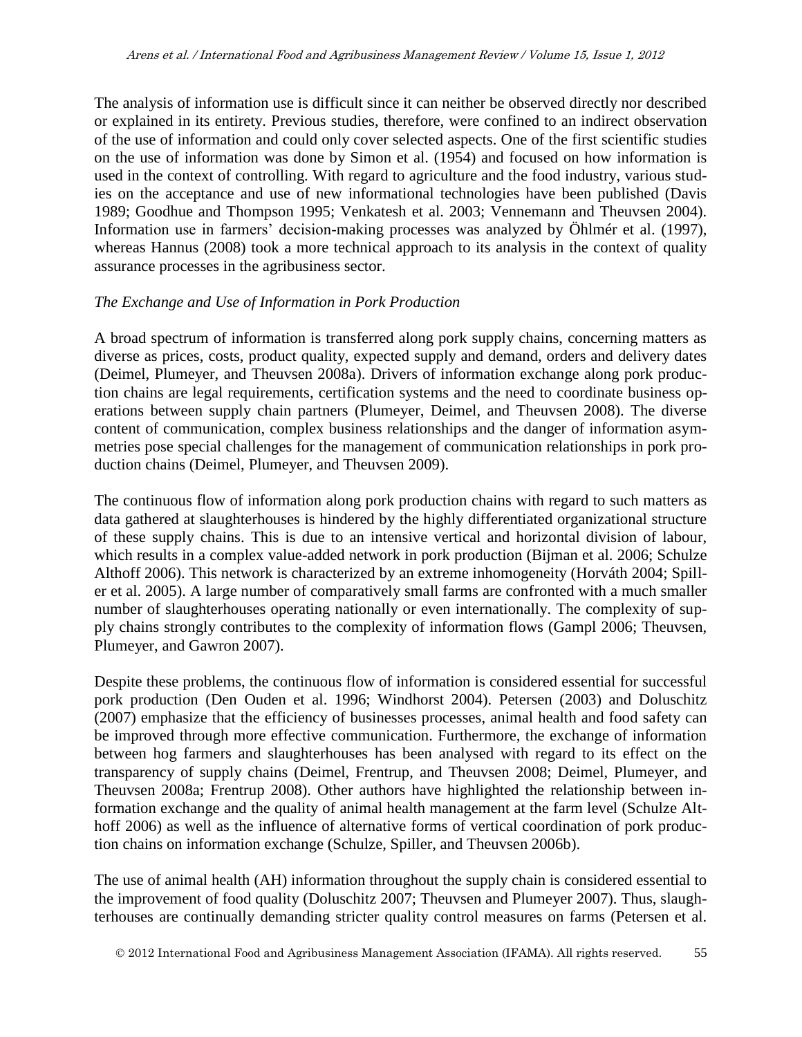The analysis of information use is difficult since it can neither be observed directly nor described or explained in its entirety. Previous studies, therefore, were confined to an indirect observation of the use of information and could only cover selected aspects. One of the first scientific studies on the use of information was done by Simon et al. (1954) and focused on how information is used in the context of controlling. With regard to agriculture and the food industry, various studies on the acceptance and use of new informational technologies have been published (Davis 1989; Goodhue and Thompson 1995; Venkatesh et al. 2003; Vennemann and Theuvsen 2004). Information use in farmers' decision-making processes was analyzed by Öhlmér et al. (1997), whereas Hannus (2008) took a more technical approach to its analysis in the context of quality assurance processes in the agribusiness sector.

*The Exchange and Use of Information in Pork Production*

A broad spectrum of information is transferred along pork supply chains, concerning matters as diverse as prices, costs, product quality, expected supply and demand, orders and delivery dates (Deimel, Plumeyer, and Theuvsen 2008a). Drivers of information exchange along pork production chains are legal requirements, certification systems and the need to coordinate business operations between supply chain partners (Plumeyer, Deimel, and Theuvsen 2008). The diverse content of communication, complex business relationships and the danger of information asymmetries pose special challenges for the management of communication relationships in pork production chains (Deimel, Plumeyer, and Theuvsen 2009).

The continuous flow of information along pork production chains with regard to such matters as data gathered at slaughterhouses is hindered by the highly differentiated organizational structure of these supply chains. This is due to an intensive vertical and horizontal division of labour, which results in a complex value-added network in pork production (Bijman et al. 2006; Schulze Althoff 2006). This network is characterized by an extreme inhomogeneity (Horváth 2004; Spiller et al. 2005). A large number of comparatively small farms are confronted with a much smaller number of slaughterhouses operating nationally or even internationally. The complexity of supply chains strongly contributes to the complexity of information flows (Gampl 2006; Theuvsen, Plumeyer, and Gawron 2007).

Despite these problems, the continuous flow of information is considered essential for successful pork production (Den Ouden et al. 1996; Windhorst 2004). Petersen (2003) and Doluschitz (2007) emphasize that the efficiency of businesses processes, animal health and food safety can be improved through more effective communication. Furthermore, the exchange of information between hog farmers and slaughterhouses has been analysed with regard to its effect on the transparency of supply chains (Deimel, Frentrup, and Theuvsen 2008; Deimel, Plumeyer, and Theuvsen 2008a; Frentrup 2008). Other authors have highlighted the relationship between information exchange and the quality of animal health management at the farm level (Schulze Althoff 2006) as well as the influence of alternative forms of vertical coordination of pork production chains on information exchange (Schulze, Spiller, and Theuvsen 2006b).

The use of animal health (AH) information throughout the supply chain is considered essential to the improvement of food quality (Doluschitz 2007; Theuvsen and Plumeyer 2007). Thus, slaughterhouses are continually demanding stricter quality control measures on farms (Petersen et al.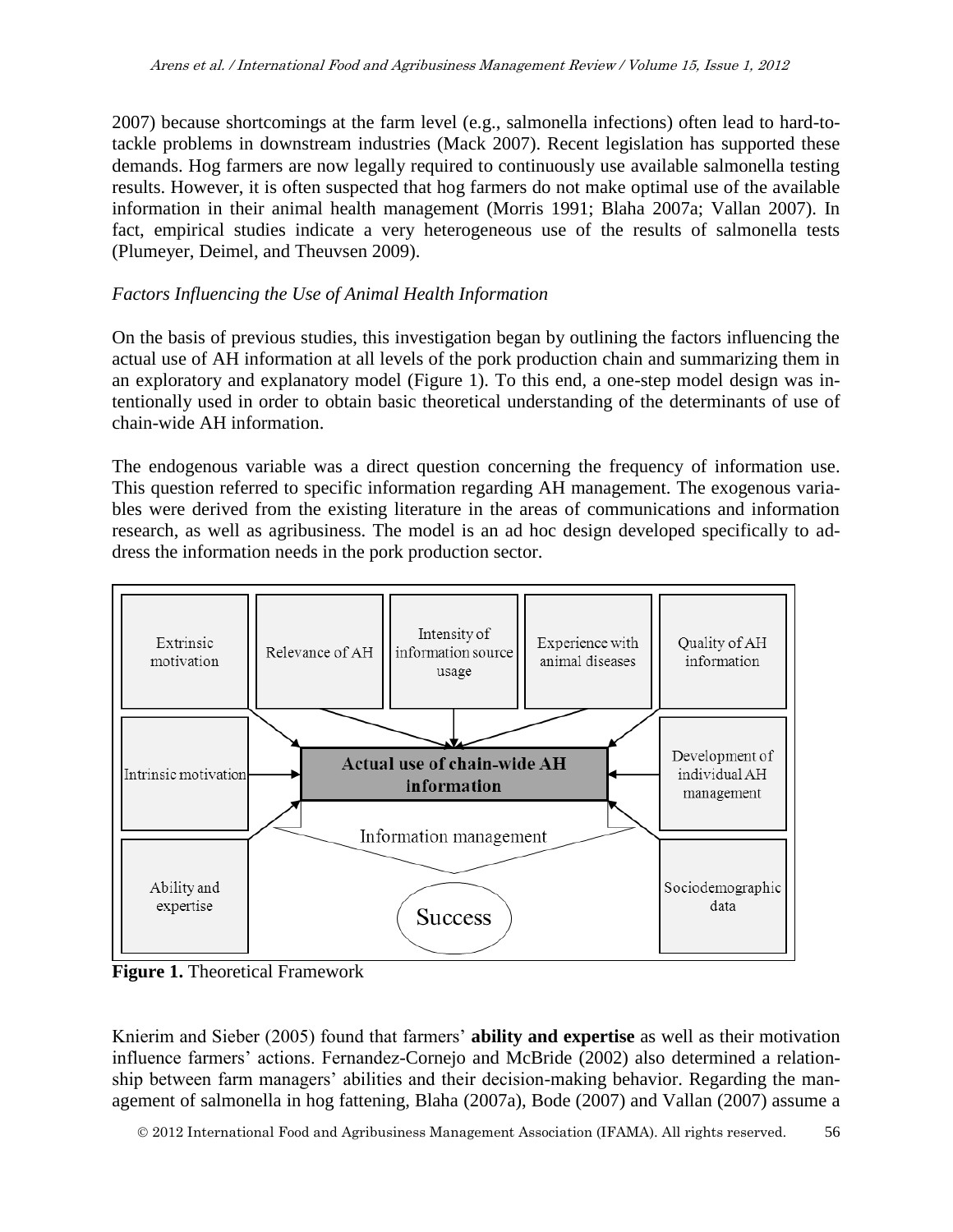2007) because shortcomings at the farm level (e.g., salmonella infections) often lead to hard-to-tackle problems in downstream industries (Mack 2007). Recent legislation has supported these demands. Hog farmers are now legally required to continuously use available salmonella testing results. However, it is often suspected that hog farmers do not make optimal use of the available information in their animal health management (Morris 1991; Blaha 2007a; Vallan 2007). In fact, empirical studies indicate a very heterogeneous use of the results of salmonella tests (Plumeyer, Deimel, and Theuvsen 2009).

*Factors Influencing the Use of Animal Health Information*

On the basis of previous studies, this investigation began by outlining the factors influencing the actual use of AH information at all levels of the pork production chain and summarizing them in an exploratory and explanatory model (Figure 1). To this end, a one-step model design was intentionally used in order to obtain basic theoretical understanding of the determinants of use of chain-wide AH information.

The endogenous variable was a direct question concerning the frequency of information use. This question referred to specific information regarding AH management. The exogenous variables were derived from the existing literature in the areas of communications and information research, as well as agribusiness. The model is an ad hoc design developed specifically to address the information needs in the pork production sector.

Extrinsic motivation | Relevance of AH | Intensity of information source usage | Experience with animal diseases | Quality of AH information | Intrinsic motivation | Actual use of chain-wide AH information | Development of individual AH management | Information management | Ability and expertise | Success | Sociodemographic data

**Figure 1.** Theoretical Framework

Knierim and Sieber (2005) found that farmers' **ability and expertise** as well as their motivation influence farmers' actions. Fernandez-Cornejo and McBride (2002) also determined a relationship between farm managers' abilities and their decision-making behavior. Regarding the management of salmonella in hog fattening, Blaha (2007a), Bode (2007) and Vallan (2007) assume a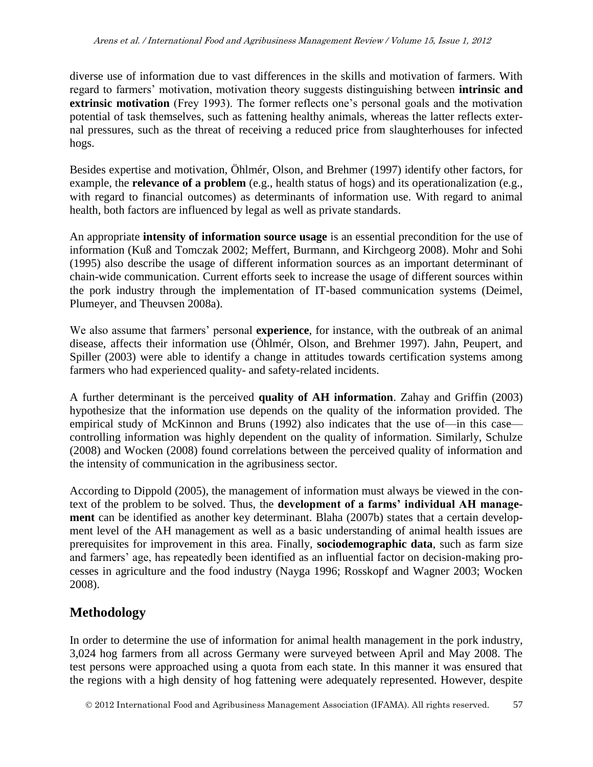diverse use of information due to vast differences in the skills and motivation of farmers. With regard to farmers' motivation, motivation theory suggests distinguishing between **intrinsic and extrinsic motivation** (Frey 1993). The former reflects one's personal goals and the motivation potential of task themselves, such as fattening healthy animals, whereas the latter reflects external pressures, such as the threat of receiving a reduced price from slaughterhouses for infected hogs.

Besides expertise and motivation, Öhlmér, Olson, and Brehmer (1997) identify other factors, for example, the **relevance of a problem** (e.g., health status of hogs) and its operationalization (e.g., with regard to financial outcomes) as determinants of information use. With regard to animal health, both factors are influenced by legal as well as private standards.

An appropriate **intensity of information source usage** is an essential precondition for the use of information (Kuß and Tomczak 2002; Meffert, Burmann, and Kirchgeorg 2008). Mohr and Sohi (1995) also describe the usage of different information sources as an important determinant of chain-wide communication. Current efforts seek to increase the usage of different sources within the pork industry through the implementation of IT-based communication systems (Deimel, Plumeyer, and Theuvsen 2008a).

We also assume that farmers' personal **experience**, for instance, with the outbreak of an animal disease, affects their information use (Öhlmér, Olson, and Brehmer 1997). Jahn, Peupert, and Spiller (2003) were able to identify a change in attitudes towards certification systems among farmers who had experienced quality- and safety-related incidents.

A further determinant is the perceived **quality of AH information**. Zahay and Griffin (2003) hypothesize that the information use depends on the quality of the information provided. The empirical study of McKinnon and Bruns (1992) also indicates that the use of—in this case—controlling information was highly dependent on the quality of information. Similarly, Schulze (2008) and Wocken (2008) found correlations between the perceived quality of information and the intensity of communication in the agribusiness sector.

According to Dippold (2005), the management of information must always be viewed in the context of the problem to be solved. Thus, the **development of a farms' individual AH management** can be identified as another key determinant. Blaha (2007b) states that a certain development level of the AH management as well as a basic understanding of animal health issues are prerequisites for improvement in this area. Finally, **sociodemographic data**, such as farm size and farmers' age, has repeatedly been identified as an influential factor on decision-making processes in agriculture and the food industry (Nayga 1996; Rosskopf and Wagner 2003; Wocken 2008).

## Methodology

In order to determine the use of information for animal health management in the pork industry, 3,024 hog farmers from all across Germany were surveyed between April and May 2008. The test persons were approached using a quota from each state. In this manner it was ensured that the regions with a high density of hog fattening were adequately represented. However, despite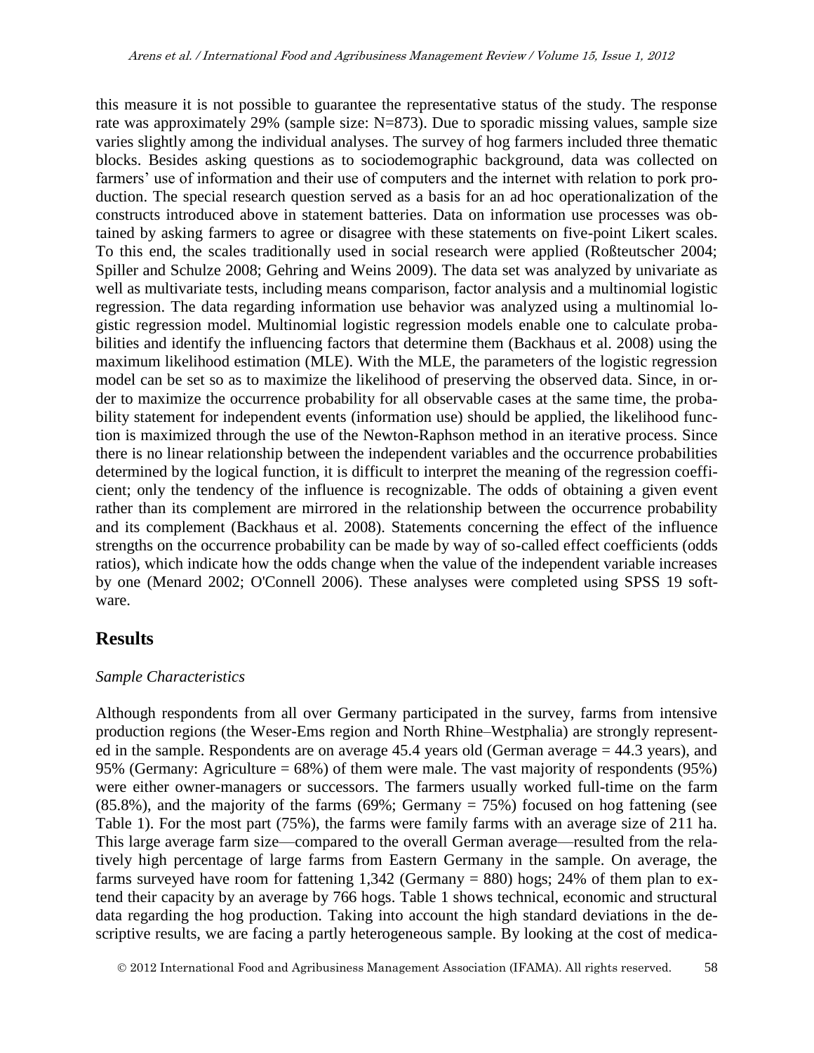this measure it is not possible to guarantee the representative status of the study. The response rate was approximately 29% (sample size: N=873). Due to sporadic missing values, sample size varies slightly among the individual analyses. The survey of hog farmers included three thematic blocks. Besides asking questions as to sociodemographic background, data was collected on farmers' use of information and their use of computers and the internet with relation to pork production. The special research question served as a basis for an ad hoc operationalization of the constructs introduced above in statement batteries. Data on information use processes was obtained by asking farmers to agree or disagree with these statements on five-point Likert scales. To this end, the scales traditionally used in social research were applied (Roßteutscher 2004; Spiller and Schulze 2008; Gehring and Weins 2009). The data set was analyzed by univariate as well as multivariate tests, including means comparison, factor analysis and a multinomial logistic regression. The data regarding information use behavior was analyzed using a multinomial logistic regression model. Multinomial logistic regression models enable one to calculate probabilities and identify the influencing factors that determine them (Backhaus et al. 2008) using the maximum likelihood estimation (MLE). With the MLE, the parameters of the logistic regression model can be set so as to maximize the likelihood of preserving the observed data. Since, in order to maximize the occurrence probability for all observable cases at the same time, the probability statement for independent events (information use) should be applied, the likelihood function is maximized through the use of the Newton-Raphson method in an iterative process. Since there is no linear relationship between the independent variables and the occurrence probabilities determined by the logical function, it is difficult to interpret the meaning of the regression coefficient; only the tendency of the influence is recognizable. The odds of obtaining a given event rather than its complement are mirrored in the relationship between the occurrence probability and its complement (Backhaus et al. 2008). Statements concerning the effect of the influence strengths on the occurrence probability can be made by way of so-called effect coefficients (odds ratios), which indicate how the odds change when the value of the independent variable increases by one (Menard 2002; O'Connell 2006). These analyses were completed using SPSS 19 software.

## Results

*Sample Characteristics*

Although respondents from all over Germany participated in the survey, farms from intensive production regions (the Weser-Ems region and North Rhine–Westphalia) are strongly represented in the sample. Respondents are on average 45.4 years old (German average = 44.3 years), and 95% (Germany: Agriculture = 68%) of them were male. The vast majority of respondents (95%) were either owner-managers or successors. The farmers usually worked full-time on the farm (85.8%), and the majority of the farms (69%; Germany = 75%) focused on hog fattening (see Table 1). For the most part (75%), the farms were family farms with an average size of 211 ha. This large average farm size—compared to the overall German average—resulted from the relatively high percentage of large farms from Eastern Germany in the sample. On average, the farms surveyed have room for fattening 1,342 (Germany = 880) hogs; 24% of them plan to extend their capacity by an average by 766 hogs. Table 1 shows technical, economic and structural data regarding the hog production. Taking into account the high standard deviations in the descriptive results, we are facing a partly heterogeneous sample. By looking at the cost of medica-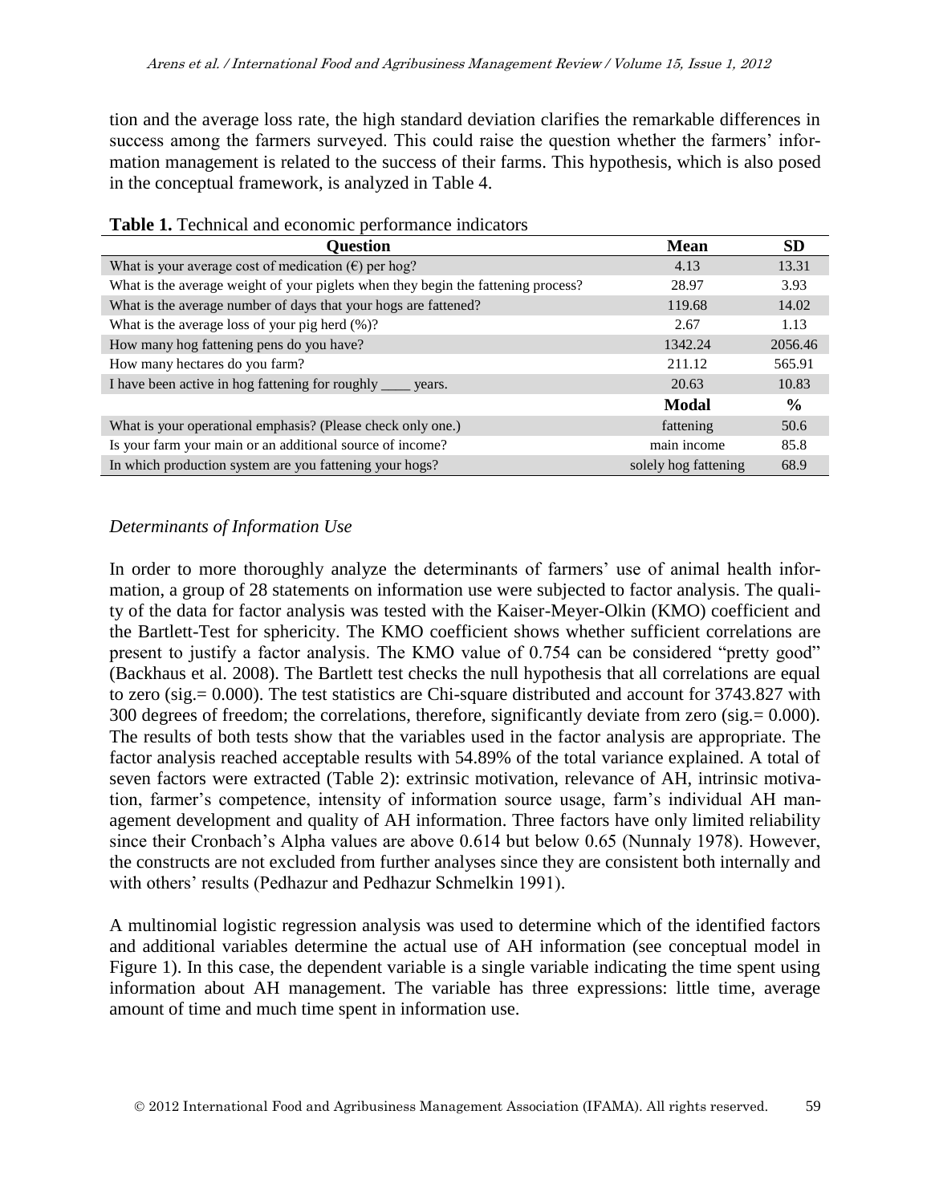tion and the average loss rate, the high standard deviation clarifies the remarkable differences in success among the farmers surveyed. This could raise the question whether the farmers' information management is related to the success of their farms. This hypothesis, which is also posed in the conceptual framework, is analyzed in Table 4.

**Table 1.** Technical and economic performance indicators

| Question | Mean | SD |
|---|---|---|
| What is your average cost of medication (€) per hog? | 4.13 | 13.31 |
| What is the average weight of your piglets when they begin the fattening process? | 28.97 | 3.93 |
| What is the average number of days that your hogs are fattened? | 119.68 | 14.02 |
| What is the average loss of your pig herd (%)? | 2.67 | 1.13 |
| How many hog fattening pens do you have? | 1342.24 | 2056.46 |
| How many hectares do you farm? | 211.12 | 565.91 |
| I have been active in hog fattening for roughly ____ years. | 20.63 | 10.83 |
| | **Modal** | **%** |
| What is your operational emphasis? (Please check only one.) | fattening | 50.6 |
| Is your farm your main or an additional source of income? | main income | 85.8 |
| In which production system are you fattening your hogs? | solely hog fattening | 68.9 |

*Determinants of Information Use*

In order to more thoroughly analyze the determinants of farmers' use of animal health information, a group of 28 statements on information use were subjected to factor analysis. The quality of the data for factor analysis was tested with the Kaiser-Meyer-Olkin (KMO) coefficient and the Bartlett-Test for sphericity. The KMO coefficient shows whether sufficient correlations are present to justify a factor analysis. The KMO value of 0.754 can be considered "pretty good" (Backhaus et al. 2008). The Bartlett test checks the null hypothesis that all correlations are equal to zero (sig.= 0.000). The test statistics are Chi-square distributed and account for 3743.827 with 300 degrees of freedom; the correlations, therefore, significantly deviate from zero (sig.= 0.000). The results of both tests show that the variables used in the factor analysis are appropriate. The factor analysis reached acceptable results with 54.89% of the total variance explained. A total of seven factors were extracted (Table 2): extrinsic motivation, relevance of AH, intrinsic motivation, farmer's competence, intensity of information source usage, farm's individual AH management development and quality of AH information. Three factors have only limited reliability since their Cronbach's Alpha values are above 0.614 but below 0.65 (Nunnaly 1978). However, the constructs are not excluded from further analyses since they are consistent both internally and with others' results (Pedhazur and Pedhazur Schmelkin 1991).

A multinomial logistic regression analysis was used to determine which of the identified factors and additional variables determine the actual use of AH information (see conceptual model in Figure 1). In this case, the dependent variable is a single variable indicating the time spent using information about AH management. The variable has three expressions: little time, average amount of time and much time spent in information use.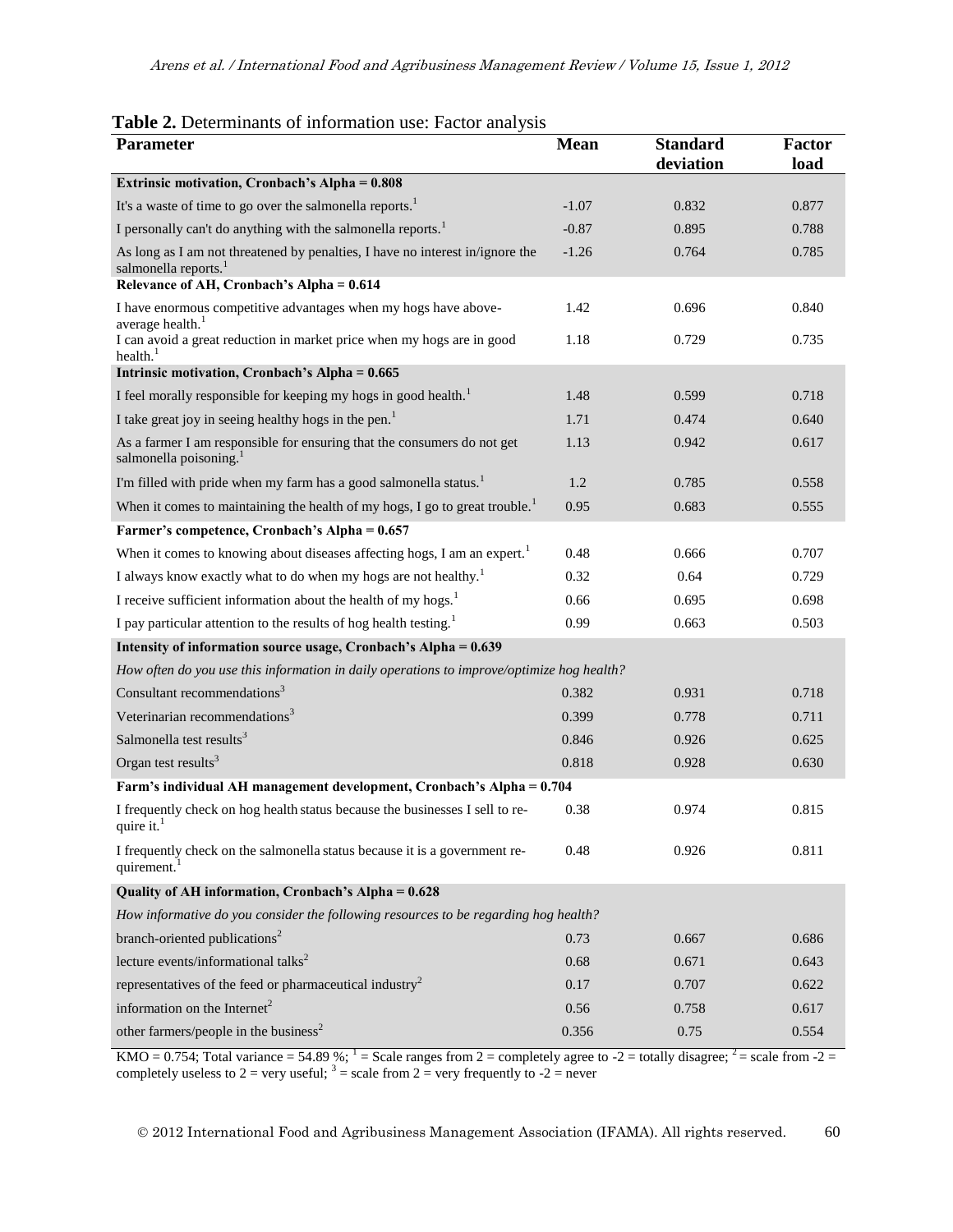**Table 2.** Determinants of information use: Factor analysis

| Parameter | Mean | Standard deviation | Factor load |
|---|---|---|---|
| **Extrinsic motivation, Cronbach's Alpha = 0.808** | | | |
| It's a waste of time to go over the salmonella reports.[1] | -1.07 | 0.832 | 0.877 |
| I personally can't do anything with the salmonella reports.[1] | -0.87 | 0.895 | 0.788 |
| As long as I am not threatened by penalties, I have no interest in/ignore the salmonella reports.[1] | -1.26 | 0.764 | 0.785 |
| **Relevance of AH, Cronbach's Alpha = 0.614** | | | |
| I have enormous competitive advantages when my hogs have above-average health.[1] | 1.42 | 0.696 | 0.840 |
| I can avoid a great reduction in market price when my hogs are in good health.[1] | 1.18 | 0.729 | 0.735 |
| **Intrinsic motivation, Cronbach's Alpha = 0.665** | | | |
| I feel morally responsible for keeping my hogs in good health.[1] | 1.48 | 0.599 | 0.718 |
| I take great joy in seeing healthy hogs in the pen.[1] | 1.71 | 0.474 | 0.640 |
| As a farmer I am responsible for ensuring that the consumers do not get salmonella poisoning.[1] | 1.13 | 0.942 | 0.617 |
| I'm filled with pride when my farm has a good salmonella status.[1] | 1.2 | 0.785 | 0.558 |
| When it comes to maintaining the health of my hogs, I go to great trouble.[1] | 0.95 | 0.683 | 0.555 |
| **Farmer's competence, Cronbach's Alpha = 0.657** | | | |
| When it comes to knowing about diseases affecting hogs, I am an expert.[1] | 0.48 | 0.666 | 0.707 |
| I always know exactly what to do when my hogs are not healthy.[1] | 0.32 | 0.64 | 0.729 |
| I receive sufficient information about the health of my hogs.[1] | 0.66 | 0.695 | 0.698 |
| I pay particular attention to the results of hog health testing.[1] | 0.99 | 0.663 | 0.503 |
| **Intensity of information source usage, Cronbach's Alpha = 0.639** | | | |
| *How often do you use this information in daily operations to improve/optimize hog health?* | | | |
| Consultant recommendations[3] | 0.382 | 0.931 | 0.718 |
| Veterinarian recommendations[3] | 0.399 | 0.778 | 0.711 |
| Salmonella test results[3] | 0.846 | 0.926 | 0.625 |
| Organ test results[3] | 0.818 | 0.928 | 0.630 |
| **Farm's individual AH management development, Cronbach's Alpha = 0.704** | | | |
| I frequently check on hog health status because the businesses I sell to require it.[1] | 0.38 | 0.974 | 0.815 |
| I frequently check on the salmonella status because it is a government requirement.[1] | 0.48 | 0.926 | 0.811 |
| **Quality of AH information, Cronbach's Alpha = 0.628** | | | |
| *How informative do you consider the following resources to be regarding hog health?* | | | |
| branch-oriented publications[2] | 0.73 | 0.667 | 0.686 |
| lecture events/informational talks[2] | 0.68 | 0.671 | 0.643 |
| representatives of the feed or pharmaceutical industry[2] | 0.17 | 0.707 | 0.622 |
| information on the Internet[2] | 0.56 | 0.758 | 0.617 |
| other farmers/people in the business[2] | 0.356 | 0.75 | 0.554 |

KMO = 0.754; Total variance = 54.89 %; [1] = Scale ranges from 2 = completely agree to -2 = totally disagree; [2] = scale from -2 = completely useless to 2 = very useful; [3] = scale from 2 = very frequently to -2 = never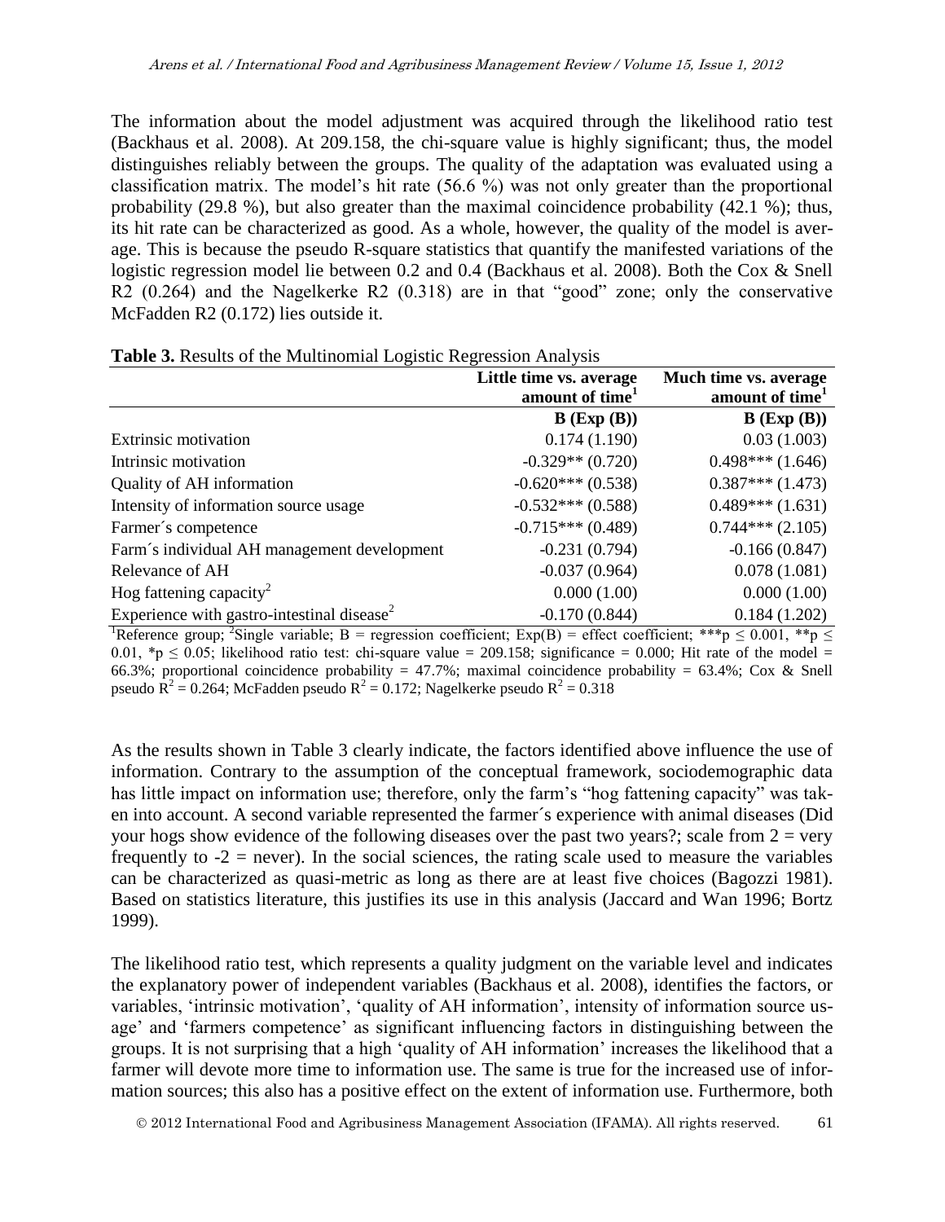The information about the model adjustment was acquired through the likelihood ratio test (Backhaus et al. 2008). At 209.158, the chi-square value is highly significant; thus, the model distinguishes reliably between the groups. The quality of the adaptation was evaluated using a classification matrix. The model's hit rate (56.6 %) was not only greater than the proportional probability (29.8 %), but also greater than the maximal coincidence probability (42.1 %); thus, its hit rate can be characterized as good. As a whole, however, the quality of the model is average. This is because the pseudo R-square statistics that quantify the manifested variations of the logistic regression model lie between 0.2 and 0.4 (Backhaus et al. 2008). Both the Cox & Snell R2 (0.264) and the Nagelkerke R2 (0.318) are in that "good" zone; only the conservative McFadden R2 (0.172) lies outside it.

**Table 3.** Results of the Multinomial Logistic Regression Analysis

| | Little time vs. average amount of time[1] | Much time vs. average amount of time[1] |
|---|---|---|
| | **B (Exp (B))** | **B (Exp (B))** |
| Extrinsic motivation | 0.174 (1.190) | 0.03 (1.003) |
| Intrinsic motivation | -0.329** (0.720) | 0.498*** (1.646) |
| Quality of AH information | -0.620*** (0.538) | 0.387*** (1.473) |
| Intensity of information source usage | -0.532*** (0.588) | 0.489*** (1.631) |
| Farmer´s competence | -0.715*** (0.489) | 0.744*** (2.105) |
| Farm´s individual AH management development | -0.231 (0.794) | -0.166 (0.847) |
| Relevance of AH | -0.037 (0.964) | 0.078 (1.081) |
| Hog fattening capacity[2] | 0.000 (1.00) | 0.000 (1.00) |
| Experience with gastro-intestinal disease[2] | -0.170 (0.844) | 0.184 (1.202) |

[1]Reference group; [2]Single variable; B = regression coefficient; Exp(B) = effect coefficient; ***$p \leq 0.001$, **$p \leq 0.01$, *$p \leq 0.05$; likelihood ratio test: chi-square value = 209.158; significance = 0.000; Hit rate of the model = 66.3%; proportional coincidence probability = 47.7%; maximal coincidence probability = 63.4%; Cox & Snell pseudo $R^2$ = 0.264; McFadden pseudo $R^2$ = 0.172; Nagelkerke pseudo $R^2$ = 0.318

As the results shown in Table 3 clearly indicate, the factors identified above influence the use of information. Contrary to the assumption of the conceptual framework, sociodemographic data has little impact on information use; therefore, only the farm's "hog fattening capacity" was taken into account. A second variable represented the farmer´s experience with animal diseases (Did your hogs show evidence of the following diseases over the past two years?; scale from 2 = very frequently to -2 = never). In the social sciences, the rating scale used to measure the variables can be characterized as quasi-metric as long as there are at least five choices (Bagozzi 1981). Based on statistics literature, this justifies its use in this analysis (Jaccard and Wan 1996; Bortz 1999).

The likelihood ratio test, which represents a quality judgment on the variable level and indicates the explanatory power of independent variables (Backhaus et al. 2008), identifies the factors, or variables, 'intrinsic motivation', 'quality of AH information', intensity of information source usage' and 'farmers competence' as significant influencing factors in distinguishing between the groups. It is not surprising that a high 'quality of AH information' increases the likelihood that a farmer will devote more time to information use. The same is true for the increased use of information sources; this also has a positive effect on the extent of information use. Furthermore, both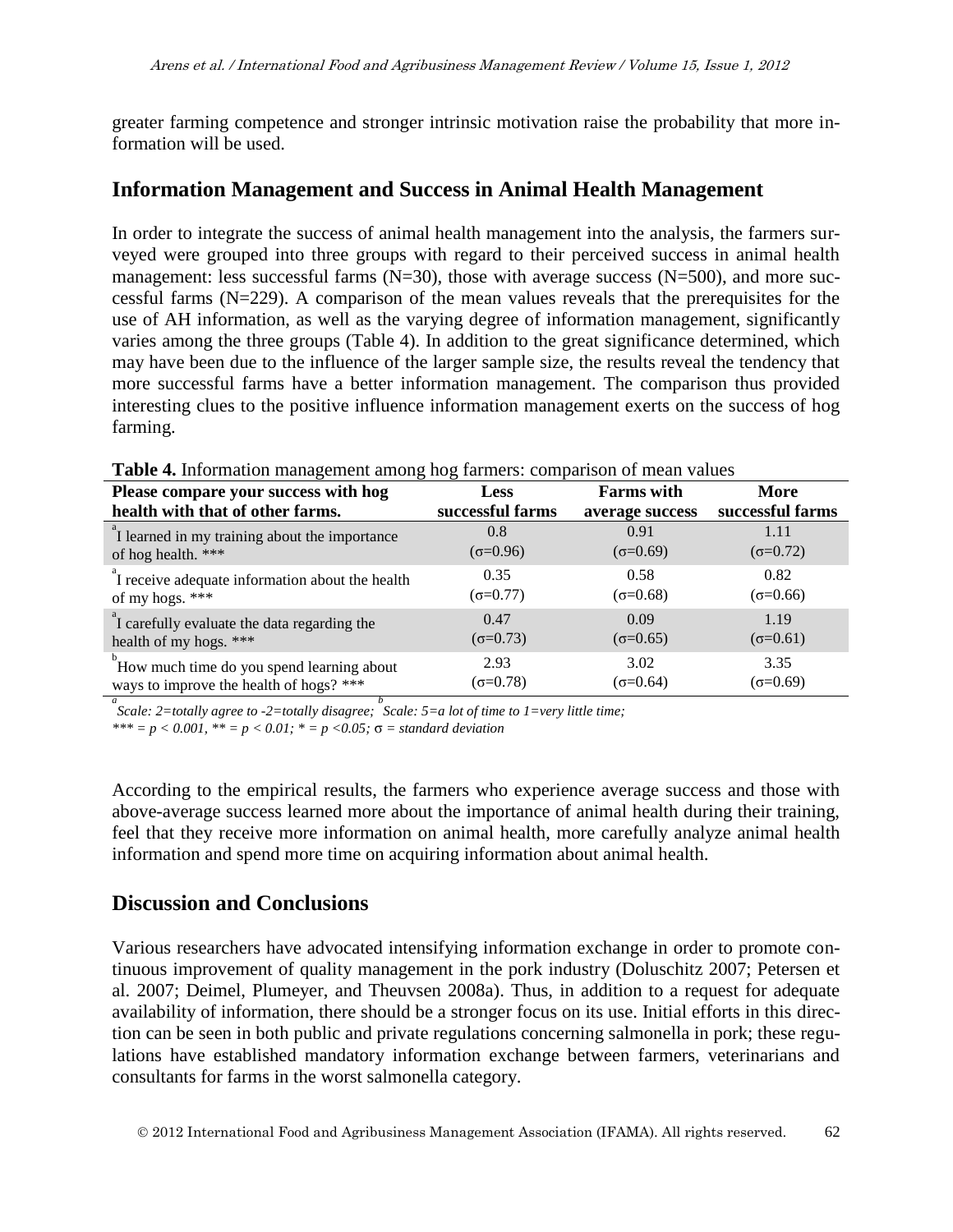greater farming competence and stronger intrinsic motivation raise the probability that more information will be used.

## Information Management and Success in Animal Health Management

In order to integrate the success of animal health management into the analysis, the farmers surveyed were grouped into three groups with regard to their perceived success in animal health management: less successful farms (N=30), those with average success (N=500), and more successful farms (N=229). A comparison of the mean values reveals that the prerequisites for the use of AH information, as well as the varying degree of information management, significantly varies among the three groups (Table 4). In addition to the great significance determined, which may have been due to the influence of the larger sample size, the results reveal the tendency that more successful farms have a better information management. The comparison thus provided interesting clues to the positive influence information management exerts on the success of hog farming.

**Table 4.** Information management among hog farmers: comparison of mean values

| Please compare your success with hog health with that of other farms. | Less successful farms | Farms with average success | More successful farms |
|---|---|---|---|
| [a]I learned in my training about the importance of hog health. *** | 0.8 ($\sigma$=0.96) | 0.91 ($\sigma$=0.69) | 1.11 ($\sigma$=0.72) |
| [a]I receive adequate information about the health of my hogs. *** | 0.35 ($\sigma$=0.77) | 0.58 ($\sigma$=0.68) | 0.82 ($\sigma$=0.66) |
| [a]I carefully evaluate the data regarding the health of my hogs. *** | 0.47 ($\sigma$=0.73) | 0.09 ($\sigma$=0.65) | 1.19 ($\sigma$=0.61) |
| [b]How much time do you spend learning about ways to improve the health of hogs? *** | 2.93 ($\sigma$=0.78) | 3.02 ($\sigma$=0.64) | 3.35 ($\sigma$=0.69) |

*[a] Scale: 2=totally agree to -2=totally disagree; [b] Scale: 5=a lot of time to 1=very little time;*
*\*\*\* = $p < 0.001$, \*\* = $p < 0.01$; \* = $p < 0.05$; $\sigma$ = standard deviation*

According to the empirical results, the farmers who experience average success and those with above-average success learned more about the importance of animal health during their training, feel that they receive more information on animal health, more carefully analyze animal health information and spend more time on acquiring information about animal health.

## Discussion and Conclusions

Various researchers have advocated intensifying information exchange in order to promote continuous improvement of quality management in the pork industry (Doluschitz 2007; Petersen et al. 2007; Deimel, Plumeyer, and Theuvsen 2008a). Thus, in addition to a request for adequate availability of information, there should be a stronger focus on its use. Initial efforts in this direction can be seen in both public and private regulations concerning salmonella in pork; these regulations have established mandatory information exchange between farmers, veterinarians and consultants for farms in the worst salmonella category.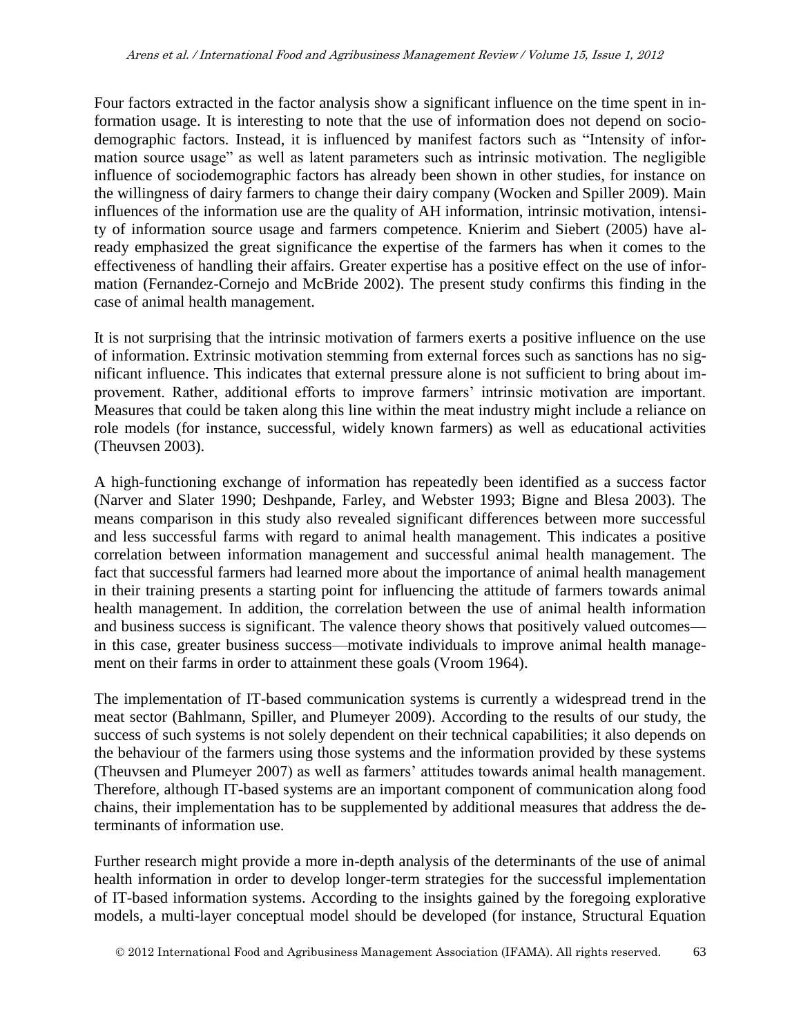Four factors extracted in the factor analysis show a significant influence on the time spent in information usage. It is interesting to note that the use of information does not depend on sociodemographic factors. Instead, it is influenced by manifest factors such as "Intensity of information source usage" as well as latent parameters such as intrinsic motivation. The negligible influence of sociodemographic factors has already been shown in other studies, for instance on the willingness of dairy farmers to change their dairy company (Wocken and Spiller 2009). Main influences of the information use are the quality of AH information, intrinsic motivation, intensity of information source usage and farmers competence. Knierim and Siebert (2005) have already emphasized the great significance the expertise of the farmers has when it comes to the effectiveness of handling their affairs. Greater expertise has a positive effect on the use of information (Fernandez-Cornejo and McBride 2002). The present study confirms this finding in the case of animal health management.

It is not surprising that the intrinsic motivation of farmers exerts a positive influence on the use of information. Extrinsic motivation stemming from external forces such as sanctions has no significant influence. This indicates that external pressure alone is not sufficient to bring about improvement. Rather, additional efforts to improve farmers' intrinsic motivation are important. Measures that could be taken along this line within the meat industry might include a reliance on role models (for instance, successful, widely known farmers) as well as educational activities (Theuvsen 2003).

A high-functioning exchange of information has repeatedly been identified as a success factor (Narver and Slater 1990; Deshpande, Farley, and Webster 1993; Bigne and Blesa 2003). The means comparison in this study also revealed significant differences between more successful and less successful farms with regard to animal health management. This indicates a positive correlation between information management and successful animal health management. The fact that successful farmers had learned more about the importance of animal health management in their training presents a starting point for influencing the attitude of farmers towards animal health management. In addition, the correlation between the use of animal health information and business success is significant. The valence theory shows that positively valued outcomes—in this case, greater business success—motivate individuals to improve animal health management on their farms in order to attainment these goals (Vroom 1964).

The implementation of IT-based communication systems is currently a widespread trend in the meat sector (Bahlmann, Spiller, and Plumeyer 2009). According to the results of our study, the success of such systems is not solely dependent on their technical capabilities; it also depends on the behaviour of the farmers using those systems and the information provided by these systems (Theuvsen and Plumeyer 2007) as well as farmers' attitudes towards animal health management. Therefore, although IT-based systems are an important component of communication along food chains, their implementation has to be supplemented by additional measures that address the determinants of information use.

Further research might provide a more in-depth analysis of the determinants of the use of animal health information in order to develop longer-term strategies for the successful implementation of IT-based information systems. According to the insights gained by the foregoing explorative models, a multi-layer conceptual model should be developed (for instance, Structural Equation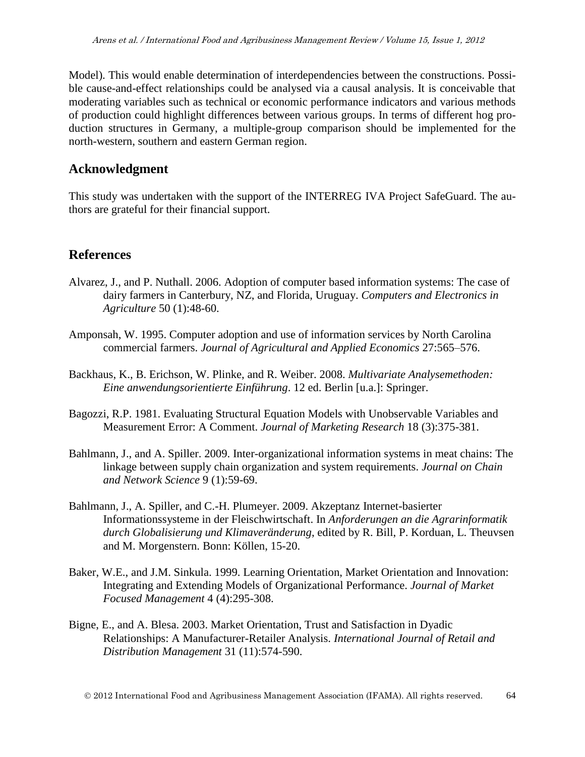Model). This would enable determination of interdependencies between the constructions. Possible cause-and-effect relationships could be analysed via a causal analysis. It is conceivable that moderating variables such as technical or economic performance indicators and various methods of production could highlight differences between various groups. In terms of different hog production structures in Germany, a multiple-group comparison should be implemented for the north-western, southern and eastern German region.

## Acknowledgment

This study was undertaken with the support of the INTERREG IVA Project SafeGuard. The authors are grateful for their financial support.

## References

Alvarez, J., and P. Nuthall. 2006. Adoption of computer based information systems: The case of dairy farmers in Canterbury, NZ, and Florida, Uruguay. *Computers and Electronics in Agriculture* 50 (1):48-60.

Amponsah, W. 1995. Computer adoption and use of information services by North Carolina commercial farmers. *Journal of Agricultural and Applied Economics* 27:565–576.

Backhaus, K., B. Erichson, W. Plinke, and R. Weiber. 2008. *Multivariate Analysemethoden: Eine anwendungsorientierte Einführung*. 12 ed. Berlin [u.a.]: Springer.

Bagozzi, R.P. 1981. Evaluating Structural Equation Models with Unobservable Variables and Measurement Error: A Comment. *Journal of Marketing Research* 18 (3):375-381.

Bahlmann, J., and A. Spiller. 2009. Inter-organizational information systems in meat chains: The linkage between supply chain organization and system requirements. *Journal on Chain and Network Science* 9 (1):59-69.

Bahlmann, J., A. Spiller, and C.-H. Plumeyer. 2009. Akzeptanz Internet-basierter Informationssysteme in der Fleischwirtschaft. In *Anforderungen an die Agrarinformatik durch Globalisierung und Klimaveränderung*, edited by R. Bill, P. Korduan, L. Theuvsen and M. Morgenstern. Bonn: Köllen, 15-20.

Baker, W.E., and J.M. Sinkula. 1999. Learning Orientation, Market Orientation and Innovation: Integrating and Extending Models of Organizational Performance. *Journal of Market Focused Management* 4 (4):295-308.

Bigne, E., and A. Blesa. 2003. Market Orientation, Trust and Satisfaction in Dyadic Relationships: A Manufacturer-Retailer Analysis. *International Journal of Retail and Distribution Management* 31 (11):574-590.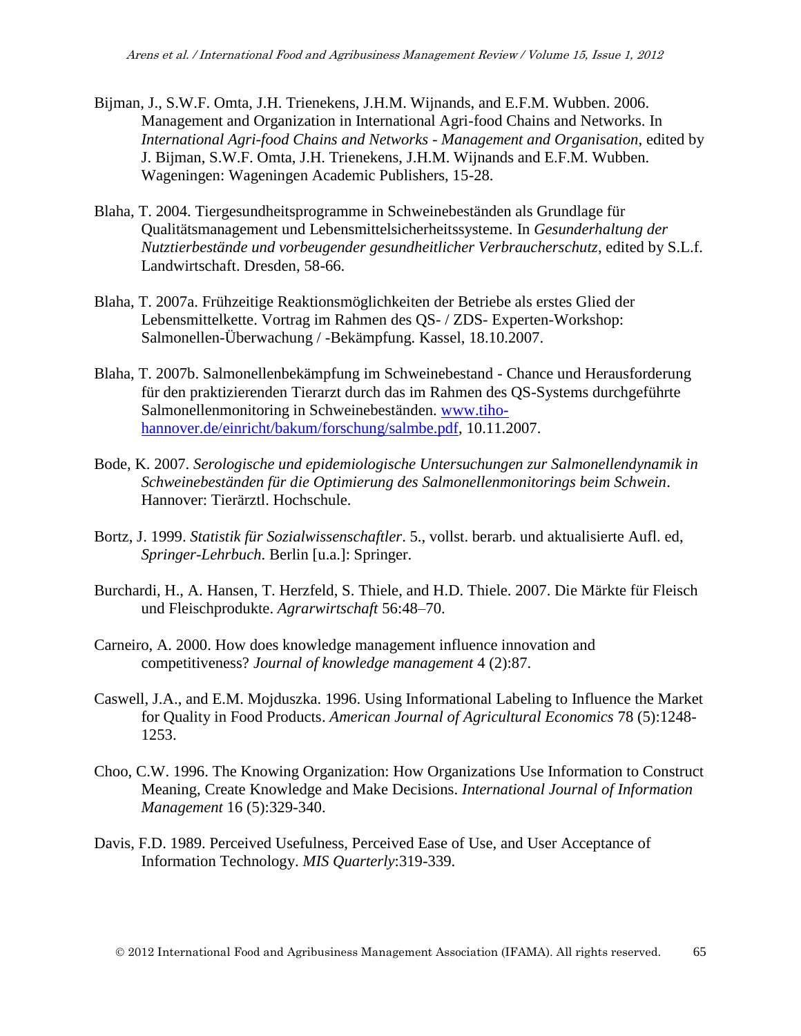Bijman, J., S.W.F. Omta, J.H. Trienekens, J.H.M. Wijnands, and E.F.M. Wubben. 2006. Management and Organization in International Agri-food Chains and Networks. In *International Agri-food Chains and Networks - Management and Organisation*, edited by J. Bijman, S.W.F. Omta, J.H. Trienekens, J.H.M. Wijnands and E.F.M. Wubben. Wageningen: Wageningen Academic Publishers, 15-28.

Blaha, T. 2004. Tiergesundheitsprogramme in Schweinebeständen als Grundlage für Qualitätsmanagement und Lebensmittelsicherheitssysteme. In *Gesunderhaltung der Nutztierbestände und vorbeugender gesundheitlicher Verbraucherschutz*, edited by S.L.f. Landwirtschaft. Dresden, 58-66.

Blaha, T. 2007a. Frühzeitige Reaktionsmöglichkeiten der Betriebe als erstes Glied der Lebensmittelkette. Vortrag im Rahmen des QS- / ZDS- Experten-Workshop: Salmonellen-Überwachung / -Bekämpfung. Kassel, 18.10.2007.

Blaha, T. 2007b. Salmonellenbekämpfung im Schweinebestand - Chance und Herausforderung für den praktizierenden Tierarzt durch das im Rahmen des QS-Systems durchgeführte Salmonellenmonitoring in Schweinebeständen. www.tiho-hannover.de/einricht/bakum/forschung/salmbe.pdf, 10.11.2007.

Bode, K. 2007. *Serologische und epidemiologische Untersuchungen zur Salmonellendynamik in Schweinebeständen für die Optimierung des Salmonellenmonitorings beim Schwein*. Hannover: Tierärztl. Hochschule.

Bortz, J. 1999. *Statistik für Sozialwissenschaftler*. 5., vollst. berarb. und aktualisierte Aufl. ed, *Springer-Lehrbuch*. Berlin [u.a.]: Springer.

Burchardi, H., A. Hansen, T. Herzfeld, S. Thiele, and H.D. Thiele. 2007. Die Märkte für Fleisch und Fleischprodukte. *Agrarwirtschaft* 56:48–70.

Carneiro, A. 2000. How does knowledge management influence innovation and competitiveness? *Journal of knowledge management* 4 (2):87.

Caswell, J.A., and E.M. Mojduszka. 1996. Using Informational Labeling to Influence the Market for Quality in Food Products. *American Journal of Agricultural Economics* 78 (5):1248-1253.

Choo, C.W. 1996. The Knowing Organization: How Organizations Use Information to Construct Meaning, Create Knowledge and Make Decisions. *International Journal of Information Management* 16 (5):329-340.

Davis, F.D. 1989. Perceived Usefulness, Perceived Ease of Use, and User Acceptance of Information Technology. *MIS Quarterly*:319-339.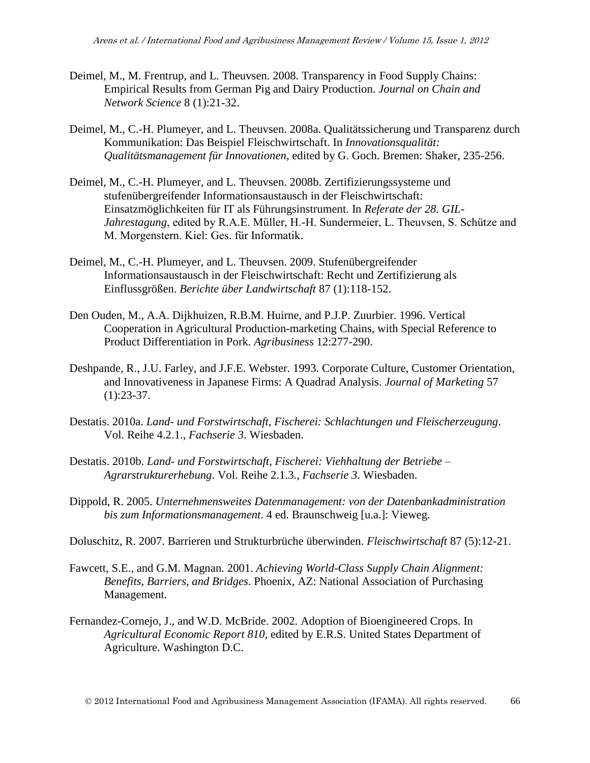Deimel, M., M. Frentrup, and L. Theuvsen. 2008. Transparency in Food Supply Chains: Empirical Results from German Pig and Dairy Production. *Journal on Chain and Network Science* 8 (1):21-32.

Deimel, M., C.-H. Plumeyer, and L. Theuvsen. 2008a. Qualitätssicherung und Transparenz durch Kommunikation: Das Beispiel Fleischwirtschaft. In *Innovationsqualität: Qualitätsmanagement für Innovationen*, edited by G. Goch. Bremen: Shaker, 235-256.

Deimel, M., C.-H. Plumeyer, and L. Theuvsen. 2008b. Zertifizierungssysteme und stufenübergreifender Informationsaustausch in der Fleischwirtschaft: Einsatzmöglichkeiten für IT als Führungsinstrument. In *Referate der 28. GIL-Jahrestagung*, edited by R.A.E. Müller, H.-H. Sundermeier, L. Theuvsen, S. Schütze and M. Morgenstern. Kiel: Ges. für Informatik.

Deimel, M., C.-H. Plumeyer, and L. Theuvsen. 2009. Stufenübergreifender Informationsaustausch in der Fleischwirtschaft: Recht und Zertifizierung als Einflussgrößen. *Berichte über Landwirtschaft* 87 (1):118-152.

Den Ouden, M., A.A. Dijkhuizen, R.B.M. Huirne, and P.J.P. Zuurbier. 1996. Vertical Cooperation in Agricultural Production-marketing Chains, with Special Reference to Product Differentiation in Pork. *Agribusiness* 12:277-290.

Deshpande, R., J.U. Farley, and J.F.E. Webster. 1993. Corporate Culture, Customer Orientation, and Innovativeness in Japanese Firms: A Quadrad Analysis. *Journal of Marketing* 57 (1):23-37.

Destatis. 2010a. *Land- und Forstwirtschaft, Fischerei: Schlachtungen und Fleischerzeugung*. Vol. Reihe 4.2.1., *Fachserie 3*. Wiesbaden.

Destatis. 2010b. *Land- und Forstwirtschaft, Fischerei: Viehhaltung der Betriebe – Agrarstrukturerhebung*. Vol. Reihe 2.1.3., *Fachserie 3*. Wiesbaden.

Dippold, R. 2005. *Unternehmensweites Datenmanagement: von der Datenbankadministration bis zum Informationsmanagement*. 4 ed. Braunschweig [u.a.]: Vieweg.

Doluschitz, R. 2007. Barrieren und Strukturbrüche überwinden. *Fleischwirtschaft* 87 (5):12-21.

Fawcett, S.E., and G.M. Magnan. 2001. *Achieving World-Class Supply Chain Alignment: Benefits, Barriers, and Bridges*. Phoenix, AZ: National Association of Purchasing Management.

Fernandez-Cornejo, J., and W.D. McBride. 2002. Adoption of Bioengineered Crops. In *Agricultural Economic Report 810*, edited by E.R.S. United States Department of Agriculture. Washington D.C.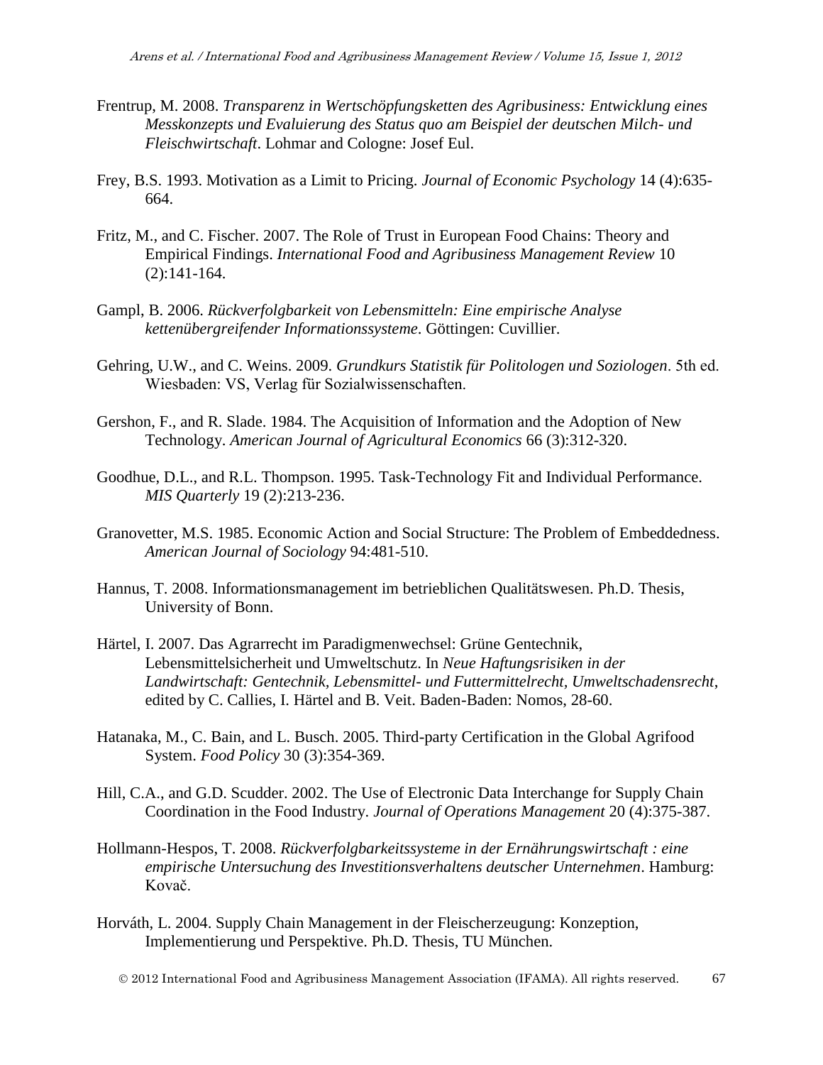Frentrup, M. 2008. *Transparenz in Wertschöpfungsketten des Agribusiness: Entwicklung eines Messkonzepts und Evaluierung des Status quo am Beispiel der deutschen Milch- und Fleischwirtschaft*. Lohmar and Cologne: Josef Eul.

Frey, B.S. 1993. Motivation as a Limit to Pricing. *Journal of Economic Psychology* 14 (4):635-664.

Fritz, M., and C. Fischer. 2007. The Role of Trust in European Food Chains: Theory and Empirical Findings. *International Food and Agribusiness Management Review* 10 (2):141-164.

Gampl, B. 2006. *Rückverfolgbarkeit von Lebensmitteln: Eine empirische Analyse kettenübergreifender Informationssysteme*. Göttingen: Cuvillier.

Gehring, U.W., and C. Weins. 2009. *Grundkurs Statistik für Politologen und Soziologen*. 5th ed. Wiesbaden: VS, Verlag für Sozialwissenschaften.

Gershon, F., and R. Slade. 1984. The Acquisition of Information and the Adoption of New Technology. *American Journal of Agricultural Economics* 66 (3):312-320.

Goodhue, D.L., and R.L. Thompson. 1995. Task-Technology Fit and Individual Performance. *MIS Quarterly* 19 (2):213-236.

Granovetter, M.S. 1985. Economic Action and Social Structure: The Problem of Embeddedness. *American Journal of Sociology* 94:481-510.

Hannus, T. 2008. Informationsmanagement im betrieblichen Qualitätswesen. Ph.D. Thesis, University of Bonn.

Härtel, I. 2007. Das Agrarrecht im Paradigmenwechsel: Grüne Gentechnik, Lebensmittelsicherheit und Umweltschutz. In *Neue Haftungsrisiken in der Landwirtschaft: Gentechnik, Lebensmittel- und Futtermittelrecht, Umweltschadensrecht*, edited by C. Callies, I. Härtel and B. Veit. Baden-Baden: Nomos, 28-60.

Hatanaka, M., C. Bain, and L. Busch. 2005. Third-party Certification in the Global Agrifood System. *Food Policy* 30 (3):354-369.

Hill, C.A., and G.D. Scudder. 2002. The Use of Electronic Data Interchange for Supply Chain Coordination in the Food Industry. *Journal of Operations Management* 20 (4):375-387.

Hollmann-Hespos, T. 2008. *Rückverfolgbarkeitssysteme in der Ernährungswirtschaft : eine empirische Untersuchung des Investitionsverhaltens deutscher Unternehmen*. Hamburg: Kovač.

Horváth, L. 2004. Supply Chain Management in der Fleischerzeugung: Konzeption, Implementierung und Perspektive. Ph.D. Thesis, TU München.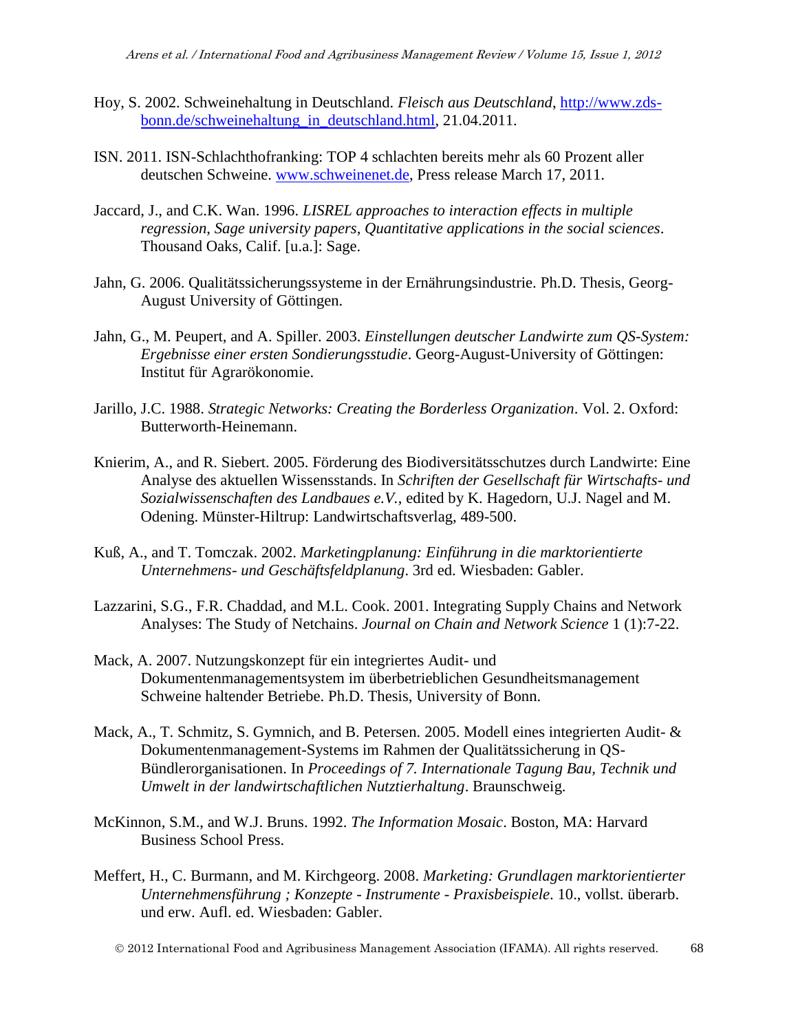Hoy, S. 2002. Schweinehaltung in Deutschland. *Fleisch aus Deutschland*, http://www.zds-bonn.de/schweinehaltung_in_deutschland.html, 21.04.2011.

ISN. 2011. ISN-Schlachthofranking: TOP 4 schlachten bereits mehr als 60 Prozent aller deutschen Schweine. www.schweinenet.de, Press release March 17, 2011.

Jaccard, J., and C.K. Wan. 1996. *LISREL approaches to interaction effects in multiple regression*, *Sage university papers, Quantitative applications in the social sciences*. Thousand Oaks, Calif. [u.a.]: Sage.

Jahn, G. 2006. Qualitätssicherungssysteme in der Ernährungsindustrie. Ph.D. Thesis, Georg-August University of Göttingen.

Jahn, G., M. Peupert, and A. Spiller. 2003. *Einstellungen deutscher Landwirte zum QS-System: Ergebnisse einer ersten Sondierungsstudie*. Georg-August-University of Göttingen: Institut für Agrarökonomie.

Jarillo, J.C. 1988. *Strategic Networks: Creating the Borderless Organization*. Vol. 2. Oxford: Butterworth-Heinemann.

Knierim, A., and R. Siebert. 2005. Förderung des Biodiversitätsschutzes durch Landwirte: Eine Analyse des aktuellen Wissensstands. In *Schriften der Gesellschaft für Wirtschafts- und Sozialwissenschaften des Landbaues e.V.*, edited by K. Hagedorn, U.J. Nagel and M. Odening. Münster-Hiltrup: Landwirtschaftsverlag, 489-500.

Kuß, A., and T. Tomczak. 2002. *Marketingplanung: Einführung in die marktorientierte Unternehmens- und Geschäftsfeldplanung*. 3rd ed. Wiesbaden: Gabler.

Lazzarini, S.G., F.R. Chaddad, and M.L. Cook. 2001. Integrating Supply Chains and Network Analyses: The Study of Netchains. *Journal on Chain and Network Science* 1 (1):7-22.

Mack, A. 2007. Nutzungskonzept für ein integriertes Audit- und Dokumentenmanagementsystem im überbetrieblichen Gesundheitsmanagement Schweine haltender Betriebe. Ph.D. Thesis, University of Bonn.

Mack, A., T. Schmitz, S. Gymnich, and B. Petersen. 2005. Modell eines integrierten Audit- & Dokumentenmanagement-Systems im Rahmen der Qualitätssicherung in QS-Bündlerorganisationen. In *Proceedings of 7. Internationale Tagung Bau, Technik und Umwelt in der landwirtschaftlichen Nutztierhaltung*. Braunschweig.

McKinnon, S.M., and W.J. Bruns. 1992. *The Information Mosaic*. Boston, MA: Harvard Business School Press.

Meffert, H., C. Burmann, and M. Kirchgeorg. 2008. *Marketing: Grundlagen marktorientierter Unternehmensführung ; Konzepte - Instrumente - Praxisbeispiele*. 10., vollst. überarb. und erw. Aufl. ed. Wiesbaden: Gabler.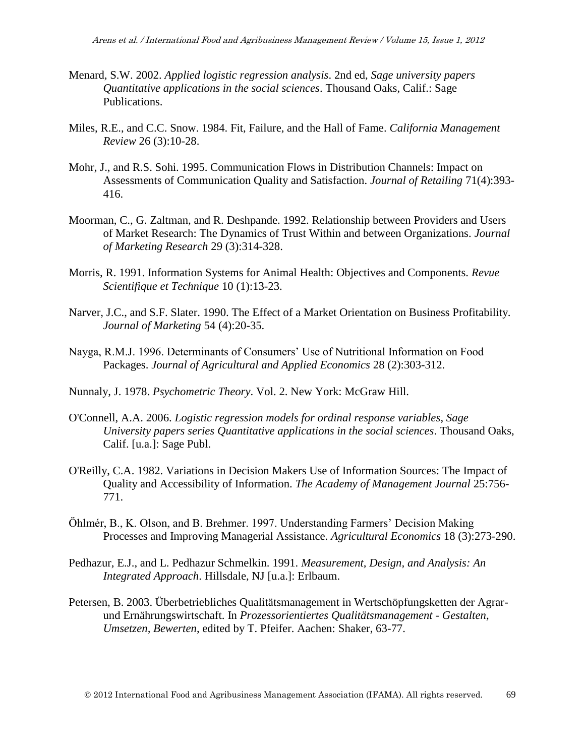Menard, S.W. 2002. *Applied logistic regression analysis*. 2nd ed, *Sage university papers Quantitative applications in the social sciences*. Thousand Oaks, Calif.: Sage Publications.

Miles, R.E., and C.C. Snow. 1984. Fit, Failure, and the Hall of Fame. *California Management Review* 26 (3):10-28.

Mohr, J., and R.S. Sohi. 1995. Communication Flows in Distribution Channels: Impact on Assessments of Communication Quality and Satisfaction. *Journal of Retailing* 71(4):393-416.

Moorman, C., G. Zaltman, and R. Deshpande. 1992. Relationship between Providers and Users of Market Research: The Dynamics of Trust Within and between Organizations. *Journal of Marketing Research* 29 (3):314-328.

Morris, R. 1991. Information Systems for Animal Health: Objectives and Components. *Revue Scientifique et Technique* 10 (1):13-23.

Narver, J.C., and S.F. Slater. 1990. The Effect of a Market Orientation on Business Profitability. *Journal of Marketing* 54 (4):20-35.

Nayga, R.M.J. 1996. Determinants of Consumers' Use of Nutritional Information on Food Packages. *Journal of Agricultural and Applied Economics* 28 (2):303-312.

Nunnaly, J. 1978. *Psychometric Theory*. Vol. 2. New York: McGraw Hill.

O'Connell, A.A. 2006. *Logistic regression models for ordinal response variables*, *Sage University papers series Quantitative applications in the social sciences*. Thousand Oaks, Calif. [u.a.]: Sage Publ.

O'Reilly, C.A. 1982. Variations in Decision Makers Use of Information Sources: The Impact of Quality and Accessibility of Information. *The Academy of Management Journal* 25:756-771.

Öhlmér, B., K. Olson, and B. Brehmer. 1997. Understanding Farmers' Decision Making Processes and Improving Managerial Assistance. *Agricultural Economics* 18 (3):273-290.

Pedhazur, E.J., and L. Pedhazur Schmelkin. 1991. *Measurement, Design, and Analysis: An Integrated Approach*. Hillsdale, NJ [u.a.]: Erlbaum.

Petersen, B. 2003. Überbetriebliches Qualitätsmanagement in Wertschöpfungsketten der Agrar- und Ernährungswirtschaft. In *Prozessorientiertes Qualitätsmanagement - Gestalten, Umsetzen, Bewerten*, edited by T. Pfeifer. Aachen: Shaker, 63-77.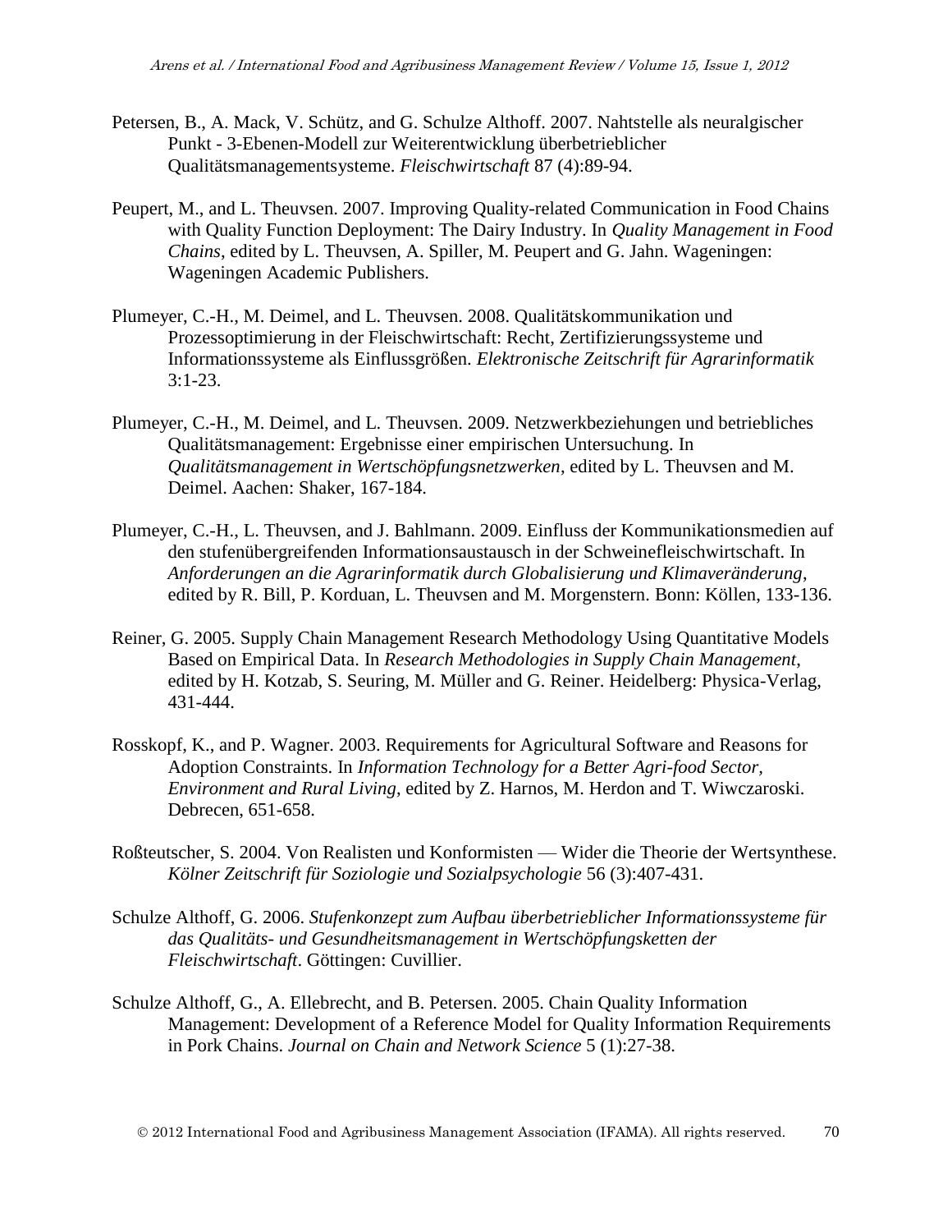Petersen, B., A. Mack, V. Schütz, and G. Schulze Althoff. 2007. Nahtstelle als neuralgischer Punkt - 3-Ebenen-Modell zur Weiterentwicklung überbetrieblicher Qualitätsmanagementsysteme. *Fleischwirtschaft* 87 (4):89-94.

Peupert, M., and L. Theuvsen. 2007. Improving Quality-related Communication in Food Chains with Quality Function Deployment: The Dairy Industry. In *Quality Management in Food Chains*, edited by L. Theuvsen, A. Spiller, M. Peupert and G. Jahn. Wageningen: Wageningen Academic Publishers.

Plumeyer, C.-H., M. Deimel, and L. Theuvsen. 2008. Qualitätskommunikation und Prozessoptimierung in der Fleischwirtschaft: Recht, Zertifizierungssysteme und Informationssysteme als Einflussgrößen. *Elektronische Zeitschrift für Agrarinformatik* 3:1-23.

Plumeyer, C.-H., M. Deimel, and L. Theuvsen. 2009. Netzwerkbeziehungen und betriebliches Qualitätsmanagement: Ergebnisse einer empirischen Untersuchung. In *Qualitätsmanagement in Wertschöpfungsnetzwerken*, edited by L. Theuvsen and M. Deimel. Aachen: Shaker, 167-184.

Plumeyer, C.-H., L. Theuvsen, and J. Bahlmann. 2009. Einfluss der Kommunikationsmedien auf den stufenübergreifenden Informationsaustausch in der Schweinefleischwirtschaft. In *Anforderungen an die Agrarinformatik durch Globalisierung und Klimaveränderung*, edited by R. Bill, P. Korduan, L. Theuvsen and M. Morgenstern. Bonn: Köllen, 133-136.

Reiner, G. 2005. Supply Chain Management Research Methodology Using Quantitative Models Based on Empirical Data. In *Research Methodologies in Supply Chain Management*, edited by H. Kotzab, S. Seuring, M. Müller and G. Reiner. Heidelberg: Physica-Verlag, 431-444.

Rosskopf, K., and P. Wagner. 2003. Requirements for Agricultural Software and Reasons for Adoption Constraints. In *Information Technology for a Better Agri-food Sector, Environment and Rural Living*, edited by Z. Harnos, M. Herdon and T. Wiwczaroski. Debrecen, 651-658.

Roßteutscher, S. 2004. Von Realisten und Konformisten — Wider die Theorie der Wertsynthese. *Kölner Zeitschrift für Soziologie und Sozialpsychologie* 56 (3):407-431.

Schulze Althoff, G. 2006. *Stufenkonzept zum Aufbau überbetrieblicher Informationssysteme für das Qualitäts- und Gesundheitsmanagement in Wertschöpfungsketten der Fleischwirtschaft*. Göttingen: Cuvillier.

Schulze Althoff, G., A. Ellebrecht, and B. Petersen. 2005. Chain Quality Information Management: Development of a Reference Model for Quality Information Requirements in Pork Chains. *Journal on Chain and Network Science* 5 (1):27-38.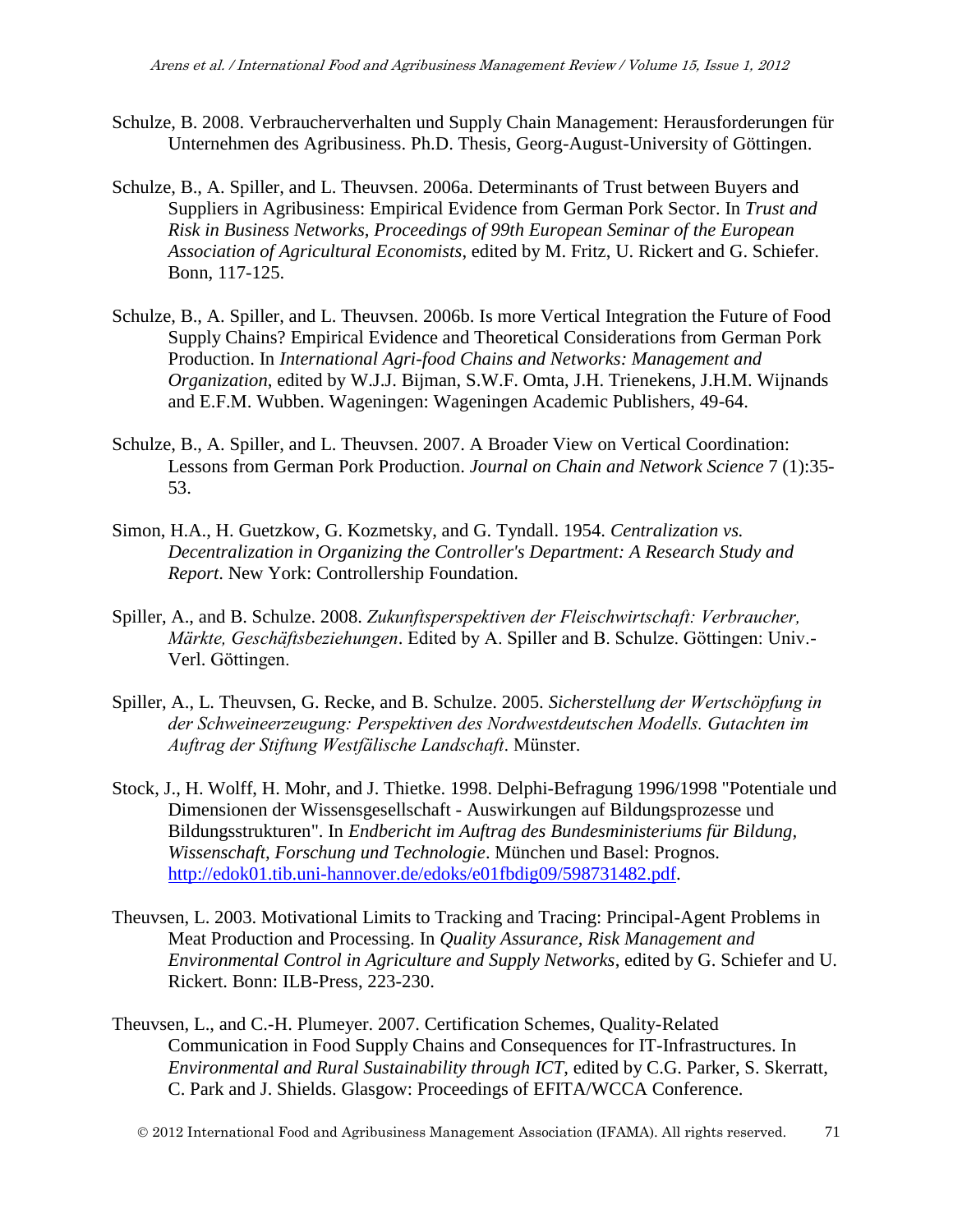Schulze, B. 2008. Verbraucherverhalten und Supply Chain Management: Herausforderungen für Unternehmen des Agribusiness. Ph.D. Thesis, Georg-August-University of Göttingen.

Schulze, B., A. Spiller, and L. Theuvsen. 2006a. Determinants of Trust between Buyers and Suppliers in Agribusiness: Empirical Evidence from German Pork Sector. In *Trust and Risk in Business Networks, Proceedings of 99th European Seminar of the European Association of Agricultural Economists*, edited by M. Fritz, U. Rickert and G. Schiefer. Bonn, 117-125.

Schulze, B., A. Spiller, and L. Theuvsen. 2006b. Is more Vertical Integration the Future of Food Supply Chains? Empirical Evidence and Theoretical Considerations from German Pork Production. In *International Agri-food Chains and Networks: Management and Organization*, edited by W.J.J. Bijman, S.W.F. Omta, J.H. Trienekens, J.H.M. Wijnands and E.F.M. Wubben. Wageningen: Wageningen Academic Publishers, 49-64.

Schulze, B., A. Spiller, and L. Theuvsen. 2007. A Broader View on Vertical Coordination: Lessons from German Pork Production. *Journal on Chain and Network Science* 7 (1):35-53.

Simon, H.A., H. Guetzkow, G. Kozmetsky, and G. Tyndall. 1954. *Centralization vs. Decentralization in Organizing the Controller's Department: A Research Study and Report*. New York: Controllership Foundation.

Spiller, A., and B. Schulze. 2008. *Zukunftsperspektiven der Fleischwirtschaft: Verbraucher, Märkte, Geschäftsbeziehungen*. Edited by A. Spiller and B. Schulze. Göttingen: Univ.-Verl. Göttingen.

Spiller, A., L. Theuvsen, G. Recke, and B. Schulze. 2005. *Sicherstellung der Wertschöpfung in der Schweineerzeugung: Perspektiven des Nordwestdeutschen Modells. Gutachten im Auftrag der Stiftung Westfälische Landschaft*. Münster.

Stock, J., H. Wolff, H. Mohr, and J. Thietke. 1998. Delphi-Befragung 1996/1998 "Potentiale und Dimensionen der Wissensgesellschaft - Auswirkungen auf Bildungsprozesse und Bildungsstrukturen". In *Endbericht im Auftrag des Bundesministeriums für Bildung, Wissenschaft, Forschung und Technologie*. München und Basel: Prognos. http://edok01.tib.uni-hannover.de/edoks/e01fbdig09/598731482.pdf.

Theuvsen, L. 2003. Motivational Limits to Tracking and Tracing: Principal-Agent Problems in Meat Production and Processing. In *Quality Assurance, Risk Management and Environmental Control in Agriculture and Supply Networks*, edited by G. Schiefer and U. Rickert. Bonn: ILB-Press, 223-230.

Theuvsen, L., and C.-H. Plumeyer. 2007. Certification Schemes, Quality-Related Communication in Food Supply Chains and Consequences for IT-Infrastructures. In *Environmental and Rural Sustainability through ICT*, edited by C.G. Parker, S. Skerratt, C. Park and J. Shields. Glasgow: Proceedings of EFITA/WCCA Conference.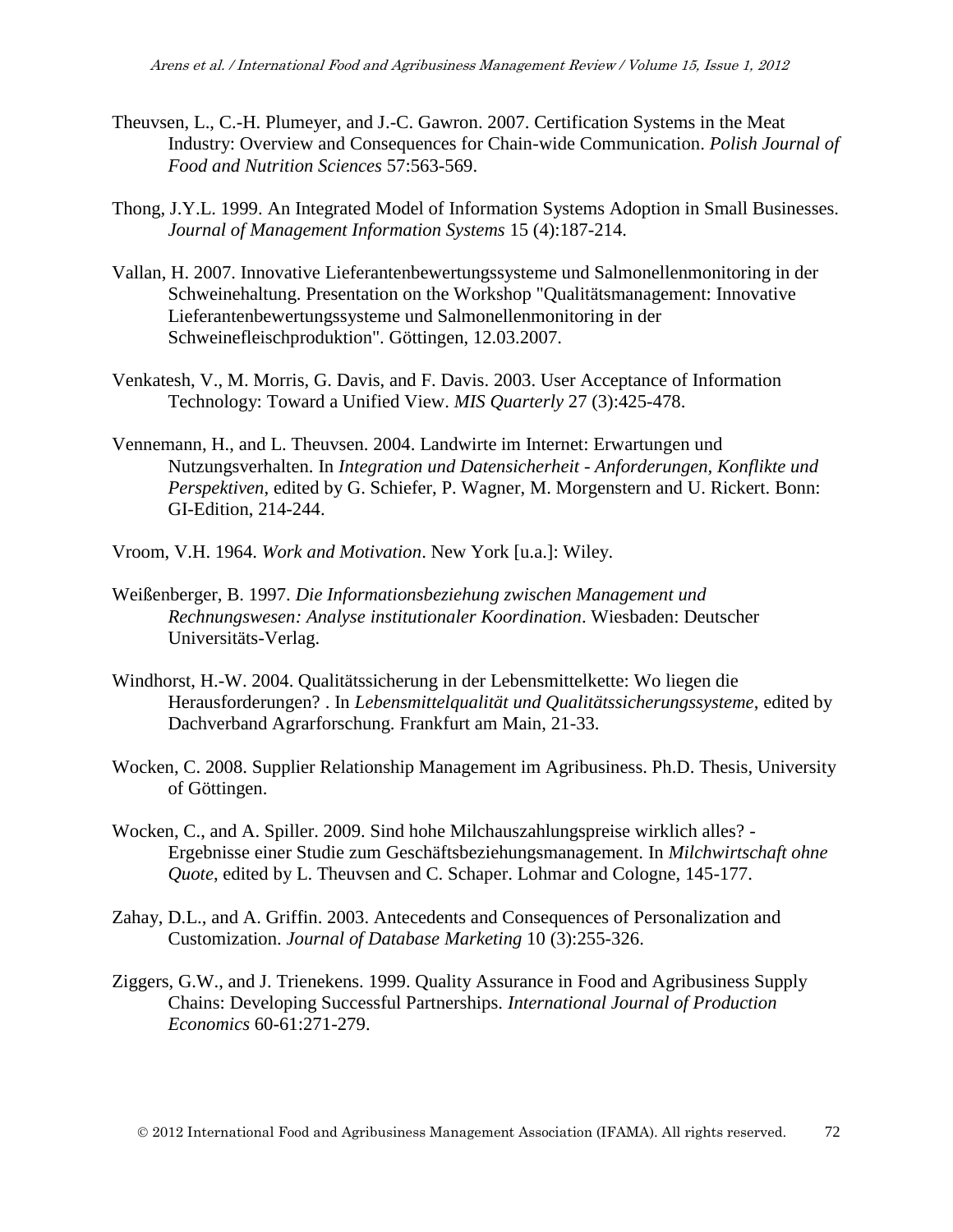Theuvsen, L., C.-H. Plumeyer, and J.-C. Gawron. 2007. Certification Systems in the Meat Industry: Overview and Consequences for Chain-wide Communication. *Polish Journal of Food and Nutrition Sciences* 57:563-569.

Thong, J.Y.L. 1999. An Integrated Model of Information Systems Adoption in Small Businesses. *Journal of Management Information Systems* 15 (4):187-214.

Vallan, H. 2007. Innovative Lieferantenbewertungssysteme und Salmonellenmonitoring in der Schweinehaltung. Presentation on the Workshop "Qualitätsmanagement: Innovative Lieferantenbewertungssysteme und Salmonellenmonitoring in der Schweinefleischproduktion". Göttingen, 12.03.2007.

Venkatesh, V., M. Morris, G. Davis, and F. Davis. 2003. User Acceptance of Information Technology: Toward a Unified View. *MIS Quarterly* 27 (3):425-478.

Vennemann, H., and L. Theuvsen. 2004. Landwirte im Internet: Erwartungen und Nutzungsverhalten. In *Integration und Datensicherheit - Anforderungen, Konflikte und Perspektiven*, edited by G. Schiefer, P. Wagner, M. Morgenstern and U. Rickert. Bonn: GI-Edition, 214-244.

Vroom, V.H. 1964. *Work and Motivation*. New York [u.a.]: Wiley.

Weißenberger, B. 1997. *Die Informationsbeziehung zwischen Management und Rechnungswesen: Analyse institutionaler Koordination*. Wiesbaden: Deutscher Universitäts-Verlag.

Windhorst, H.-W. 2004. Qualitätssicherung in der Lebensmittelkette: Wo liegen die Herausforderungen? . In *Lebensmittelqualität und Qualitätssicherungssysteme*, edited by Dachverband Agrarforschung. Frankfurt am Main, 21-33.

Wocken, C. 2008. Supplier Relationship Management im Agribusiness. Ph.D. Thesis, University of Göttingen.

Wocken, C., and A. Spiller. 2009. Sind hohe Milchauszahlungspreise wirklich alles? - Ergebnisse einer Studie zum Geschäftsbeziehungsmanagement. In *Milchwirtschaft ohne Quote*, edited by L. Theuvsen and C. Schaper. Lohmar and Cologne, 145-177.

Zahay, D.L., and A. Griffin. 2003. Antecedents and Consequences of Personalization and Customization. *Journal of Database Marketing* 10 (3):255-326.

Ziggers, G.W., and J. Trienekens. 1999. Quality Assurance in Food and Agribusiness Supply Chains: Developing Successful Partnerships. *International Journal of Production Economics* 60-61:271-279.